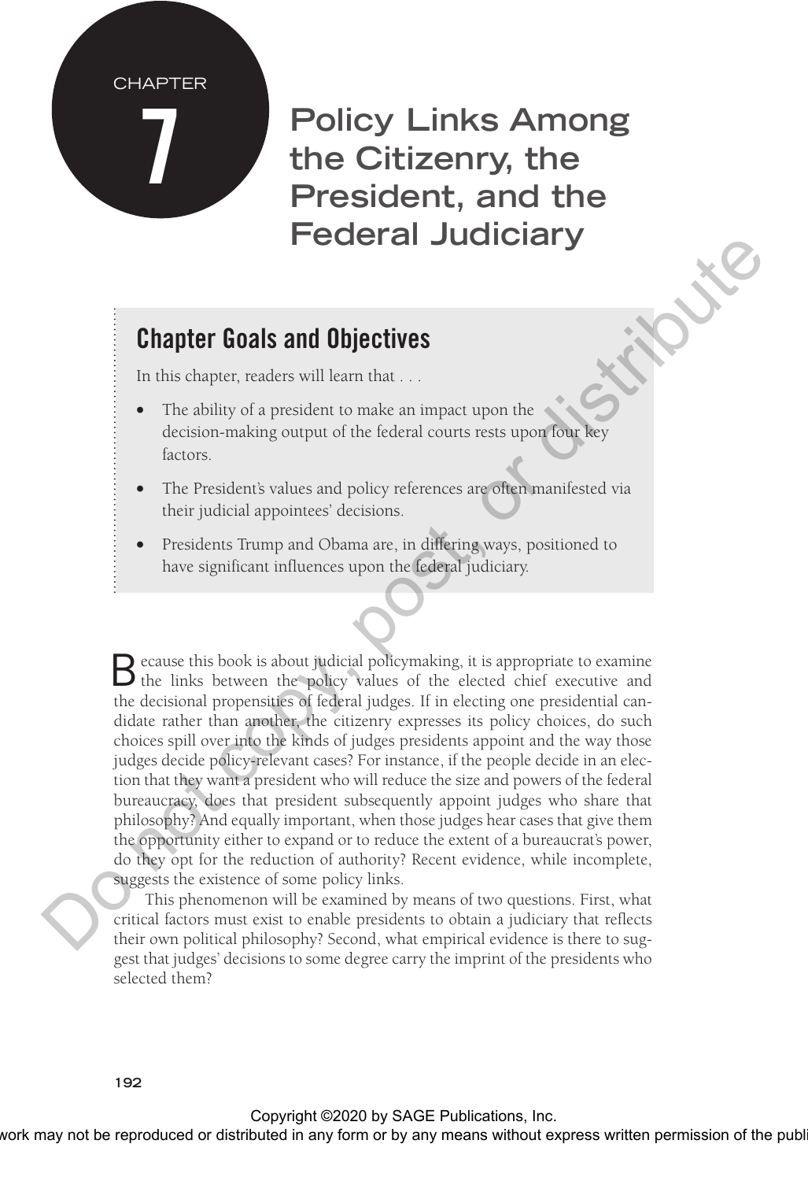CHAPTER 7

# Policy Links Among the Citizenry, the President, and the Federal Judiciary

## Chapter Goals and Objectives

In this chapter, readers will learn that . . .

- The ability of a president to make an impact upon the decision-making output of the federal courts rests upon four key factors.
- The President's values and policy references are often manifested via their judicial appointees' decisions.
- Presidents Trump and Obama are, in differing ways, positioned to have significant influences upon the federal judiciary.

Because this book is about judicial policymaking, it is appropriate to examine the links between the policy values of the elected chief executive and the decisional propensities of federal judges. If in electing one presidential candidate rather than another, the citizenry expresses its policy choices, do such choices spill over into the kinds of judges presidents appoint and the way those judges decide policy-relevant cases? For instance, if the people decide in an election that they want a president who will reduce the size and powers of the federal bureaucracy, does that president subsequently appoint judges who share that philosophy? And equally important, when those judges hear cases that give them the opportunity either to expand or to reduce the extent of a bureaucrat's power, do they opt for the reduction of authority? Recent evidence, while incomplete, suggests the existence of some policy links.

This phenomenon will be examined by means of two questions. First, what critical factors must exist to enable presidents to obtain a judiciary that reflects their own political philosophy? Second, what empirical evidence is there to suggest that judges' decisions to some degree carry the imprint of the presidents who selected them?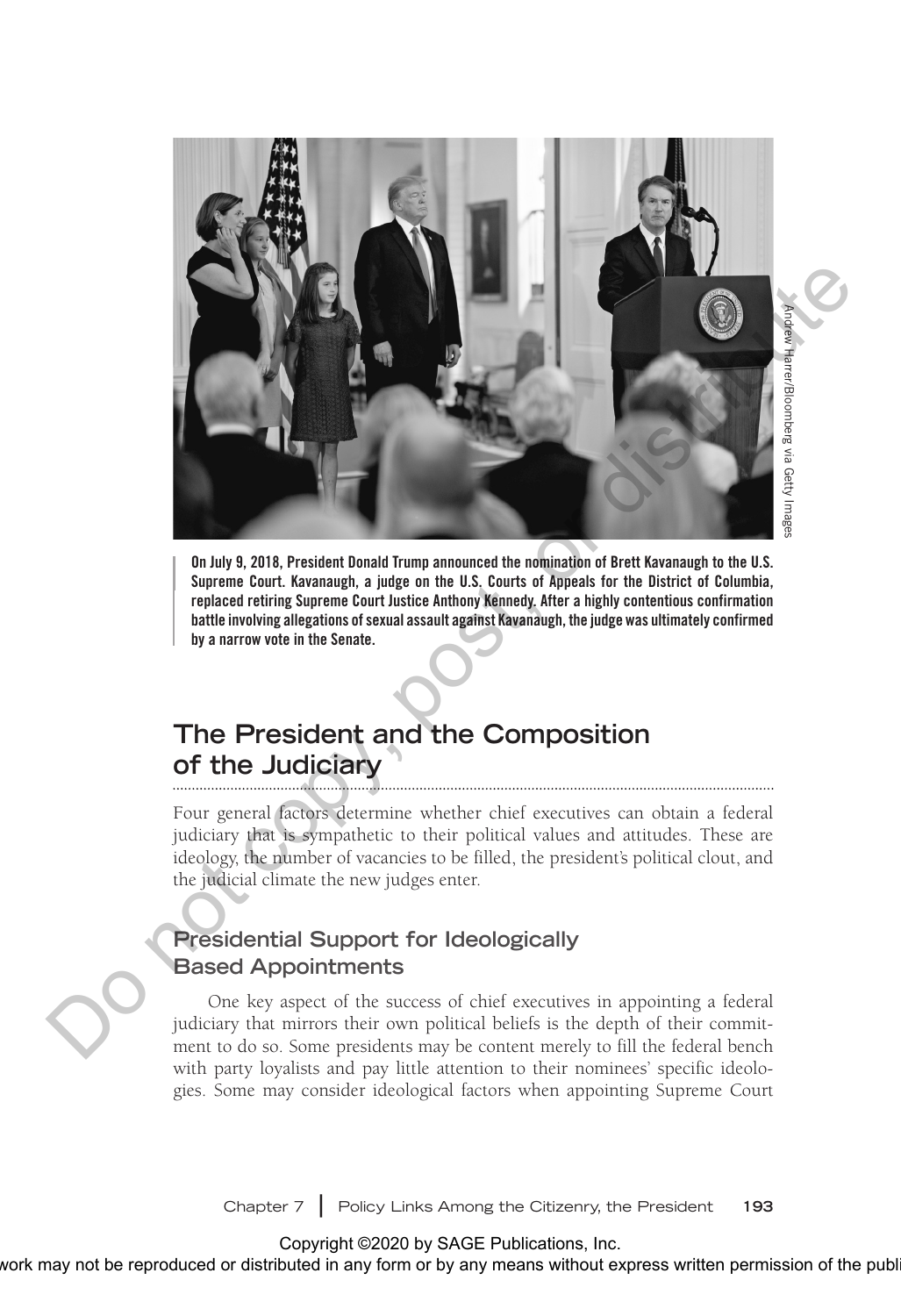On July 9, 2018, President Donald Trump announced the nomination of Brett Kavanaugh to the U.S. Supreme Court. Kavanaugh, a judge on the U.S. Courts of Appeals for the District of Columbia, replaced retiring Supreme Court Justice Anthony Kennedy. After a highly contentious confirmation battle involving allegations of sexual assault against Kavanaugh, the judge was ultimately confirmed by a narrow vote in the Senate.

## The President and the Composition of the Judiciary

Four general factors determine whether chief executives can obtain a federal judiciary that is sympathetic to their political values and attitudes. These are ideology, the number of vacancies to be filled, the president's political clout, and the judicial climate the new judges enter.

### Presidential Support for Ideologically Based Appointments

One key aspect of the success of chief executives in appointing a federal judiciary that mirrors their own political beliefs is the depth of their commitment to do so. Some presidents may be content merely to fill the federal bench with party loyalists and pay little attention to their nominees' specific ideologies. Some may consider ideological factors when appointing Supreme Court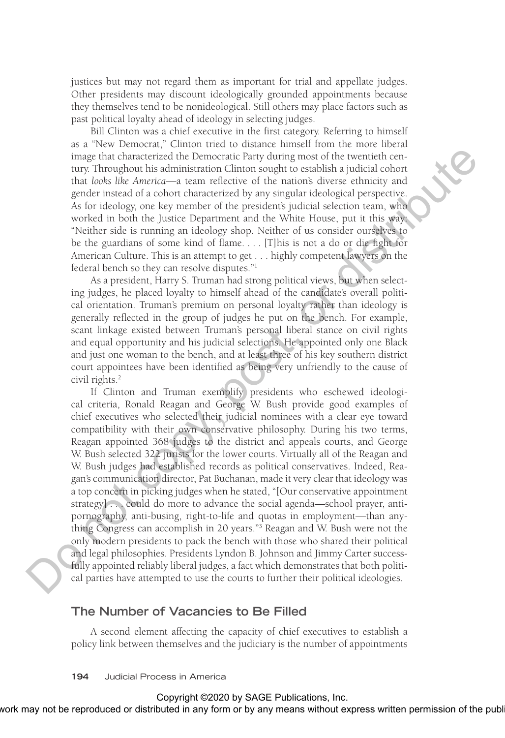justices but may not regard them as important for trial and appellate judges. Other presidents may discount ideologically grounded appointments because they themselves tend to be nonideological. Still others may place factors such as past political loyalty ahead of ideology in selecting judges.

Bill Clinton was a chief executive in the first category. Referring to himself as a "New Democrat," Clinton tried to distance himself from the more liberal image that characterized the Democratic Party during most of the twentieth century. Throughout his administration Clinton sought to establish a judicial cohort that *looks like America*—a team reflective of the nation's diverse ethnicity and gender instead of a cohort characterized by any singular ideological perspective. As for ideology, one key member of the president's judicial selection team, who worked in both the Justice Department and the White House, put it this way: "Neither side is running an ideology shop. Neither of us consider ourselves to be the guardians of some kind of flame. . . . [T]his is not a do or die fight for American Culture. This is an attempt to get . . . highly competent lawyers on the federal bench so they can resolve disputes."[1]

As a president, Harry S. Truman had strong political views, but when selecting judges, he placed loyalty to himself ahead of the candidate's overall political orientation. Truman's premium on personal loyalty rather than ideology is generally reflected in the group of judges he put on the bench. For example, scant linkage existed between Truman's personal liberal stance on civil rights and equal opportunity and his judicial selections. He appointed only one Black and just one woman to the bench, and at least three of his key southern district court appointees have been identified as being very unfriendly to the cause of civil rights.[2]

If Clinton and Truman exemplify presidents who eschewed ideological criteria, Ronald Reagan and George W. Bush provide good examples of chief executives who selected their judicial nominees with a clear eye toward compatibility with their own conservative philosophy. During his two terms, Reagan appointed 368 judges to the district and appeals courts, and George W. Bush selected 322 jurists for the lower courts. Virtually all of the Reagan and W. Bush judges had established records as political conservatives. Indeed, Reagan's communication director, Pat Buchanan, made it very clear that ideology was a top concern in picking judges when he stated, "[Our conservative appointment strategy] . . . could do more to advance the social agenda—school prayer, anti-pornography, anti-busing, right-to-life and quotas in employment—than anything Congress can accomplish in 20 years."[3] Reagan and W. Bush were not the only modern presidents to pack the bench with those who shared their political and legal philosophies. Presidents Lyndon B. Johnson and Jimmy Carter successfully appointed reliably liberal judges, a fact which demonstrates that both political parties have attempted to use the courts to further their political ideologies.

## The Number of Vacancies to Be Filled

A second element affecting the capacity of chief executives to establish a policy link between themselves and the judiciary is the number of appointments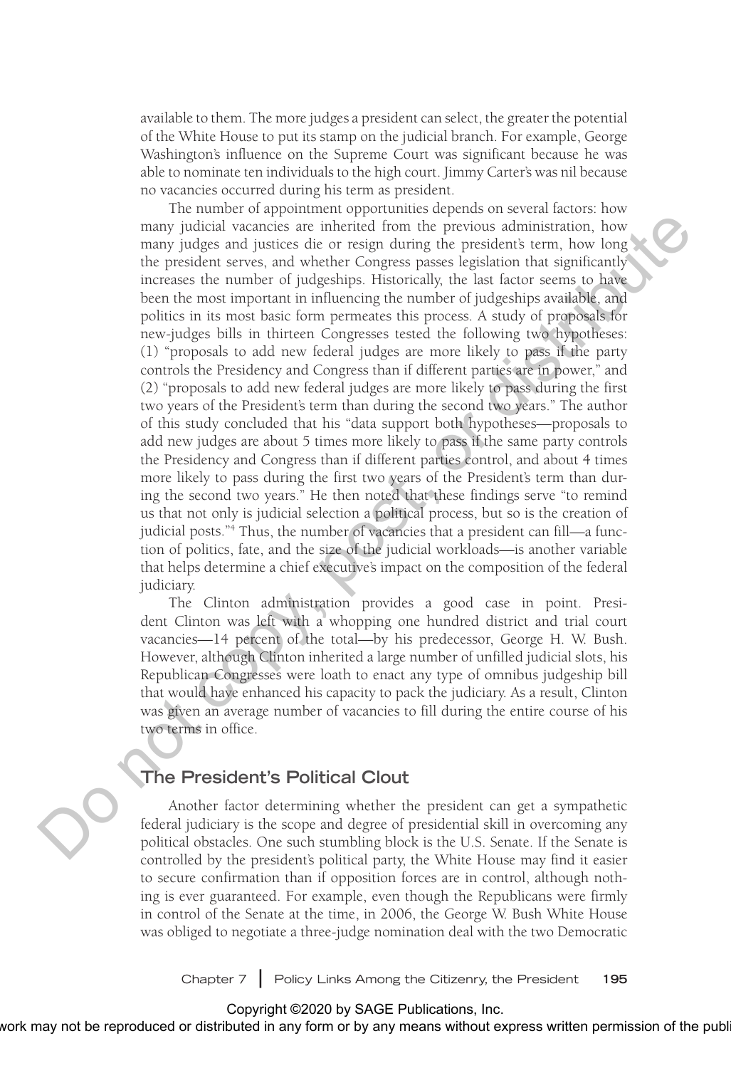available to them. The more judges a president can select, the greater the potential of the White House to put its stamp on the judicial branch. For example, George Washington's influence on the Supreme Court was significant because he was able to nominate ten individuals to the high court. Jimmy Carter's was nil because no vacancies occurred during his term as president.

The number of appointment opportunities depends on several factors: how many judicial vacancies are inherited from the previous administration, how many judges and justices die or resign during the president's term, how long the president serves, and whether Congress passes legislation that significantly increases the number of judgeships. Historically, the last factor seems to have been the most important in influencing the number of judgeships available, and politics in its most basic form permeates this process. A study of proposals for new-judges bills in thirteen Congresses tested the following two hypotheses: (1) "proposals to add new federal judges are more likely to pass if the party controls the Presidency and Congress than if different parties are in power," and (2) "proposals to add new federal judges are more likely to pass during the first two years of the President's term than during the second two years." The author of this study concluded that his "data support both hypotheses—proposals to add new judges are about 5 times more likely to pass if the same party controls the Presidency and Congress than if different parties control, and about 4 times more likely to pass during the first two years of the President's term than during the second two years." He then noted that these findings serve "to remind us that not only is judicial selection a political process, but so is the creation of judicial posts."[4] Thus, the number of vacancies that a president can fill—a function of politics, fate, and the size of the judicial workloads—is another variable that helps determine a chief executive's impact on the composition of the federal judiciary.

The Clinton administration provides a good case in point. President Clinton was left with a whopping one hundred district and trial court vacancies—14 percent of the total—by his predecessor, George H. W. Bush. However, although Clinton inherited a large number of unfilled judicial slots, his Republican Congresses were loath to enact any type of omnibus judgeship bill that would have enhanced his capacity to pack the judiciary. As a result, Clinton was given an average number of vacancies to fill during the entire course of his two terms in office.

## The President's Political Clout

Another factor determining whether the president can get a sympathetic federal judiciary is the scope and degree of presidential skill in overcoming any political obstacles. One such stumbling block is the U.S. Senate. If the Senate is controlled by the president's political party, the White House may find it easier to secure confirmation than if opposition forces are in control, although nothing is ever guaranteed. For example, even though the Republicans were firmly in control of the Senate at the time, in 2006, the George W. Bush White House was obliged to negotiate a three-judge nomination deal with the two Democratic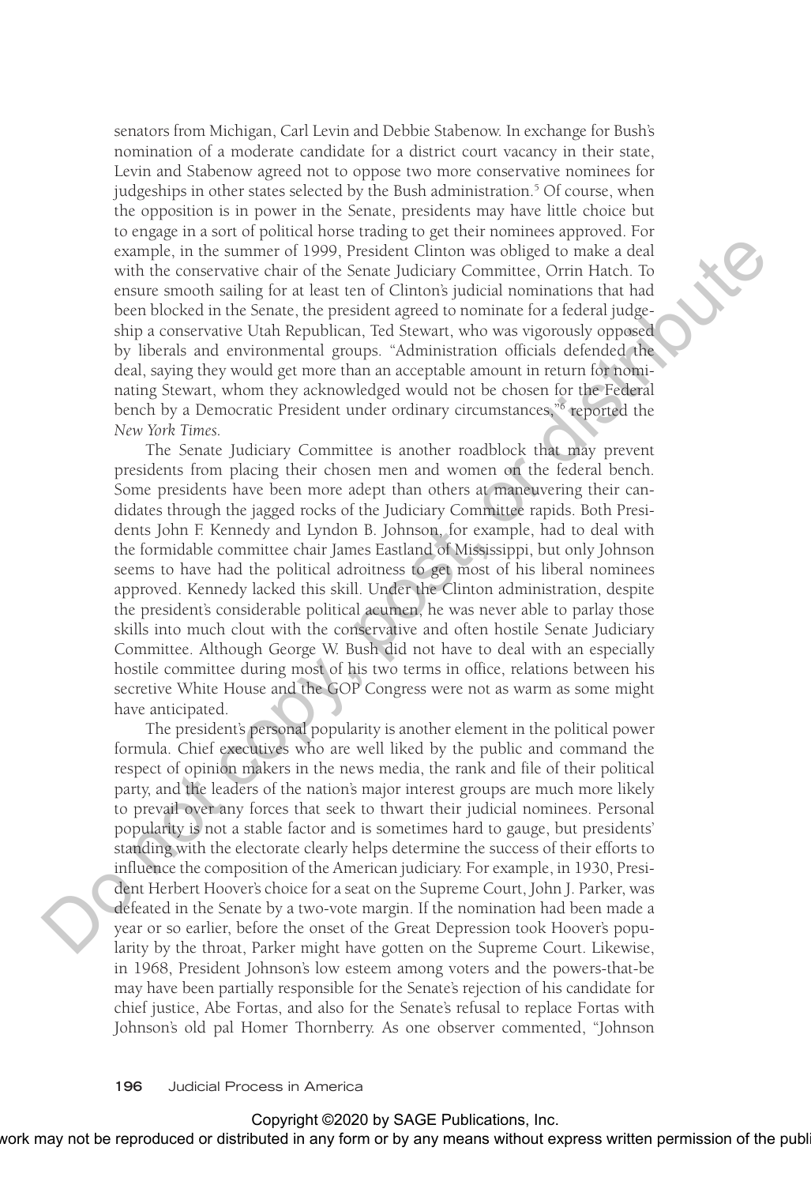senators from Michigan, Carl Levin and Debbie Stabenow. In exchange for Bush's nomination of a moderate candidate for a district court vacancy in their state, Levin and Stabenow agreed not to oppose two more conservative nominees for judgeships in other states selected by the Bush administration.[5] Of course, when the opposition is in power in the Senate, presidents may have little choice but to engage in a sort of political horse trading to get their nominees approved. For example, in the summer of 1999, President Clinton was obliged to make a deal with the conservative chair of the Senate Judiciary Committee, Orrin Hatch. To ensure smooth sailing for at least ten of Clinton's judicial nominations that had been blocked in the Senate, the president agreed to nominate for a federal judgeship a conservative Utah Republican, Ted Stewart, who was vigorously opposed by liberals and environmental groups. "Administration officials defended the deal, saying they would get more than an acceptable amount in return for nominating Stewart, whom they acknowledged would not be chosen for the Federal bench by a Democratic President under ordinary circumstances,"[6] reported the *New York Times.*

The Senate Judiciary Committee is another roadblock that may prevent presidents from placing their chosen men and women on the federal bench. Some presidents have been more adept than others at maneuvering their candidates through the jagged rocks of the Judiciary Committee rapids. Both Presidents John F. Kennedy and Lyndon B. Johnson, for example, had to deal with the formidable committee chair James Eastland of Mississippi, but only Johnson seems to have had the political adroitness to get most of his liberal nominees approved. Kennedy lacked this skill. Under the Clinton administration, despite the president's considerable political acumen, he was never able to parlay those skills into much clout with the conservative and often hostile Senate Judiciary Committee. Although George W. Bush did not have to deal with an especially hostile committee during most of his two terms in office, relations between his secretive White House and the GOP Congress were not as warm as some might have anticipated.

The president's personal popularity is another element in the political power formula. Chief executives who are well liked by the public and command the respect of opinion makers in the news media, the rank and file of their political party, and the leaders of the nation's major interest groups are much more likely to prevail over any forces that seek to thwart their judicial nominees. Personal popularity is not a stable factor and is sometimes hard to gauge, but presidents' standing with the electorate clearly helps determine the success of their efforts to influence the composition of the American judiciary. For example, in 1930, President Herbert Hoover's choice for a seat on the Supreme Court, John J. Parker, was defeated in the Senate by a two-vote margin. If the nomination had been made a year or so earlier, before the onset of the Great Depression took Hoover's popularity by the throat, Parker might have gotten on the Supreme Court. Likewise, in 1968, President Johnson's low esteem among voters and the powers-that-be may have been partially responsible for the Senate's rejection of his candidate for chief justice, Abe Fortas, and also for the Senate's refusal to replace Fortas with Johnson's old pal Homer Thornberry. As one observer commented, "Johnson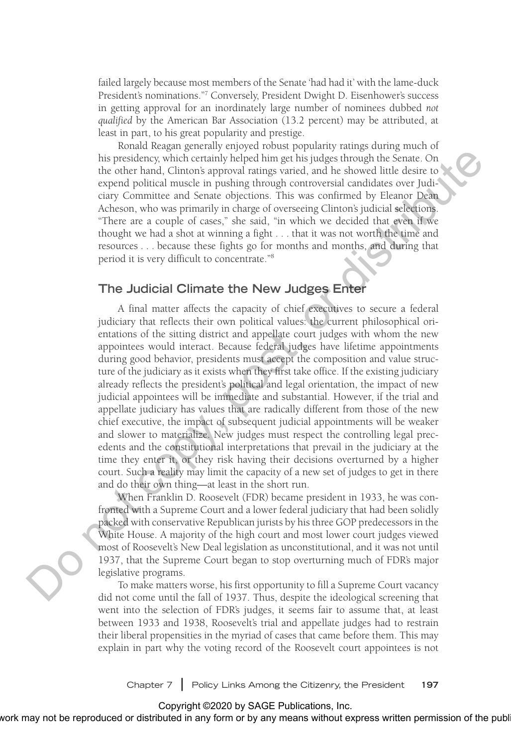failed largely because most members of the Senate 'had had it' with the lame-duck President's nominations."[7] Conversely, President Dwight D. Eisenhower's success in getting approval for an inordinately large number of nominees dubbed *not qualified* by the American Bar Association (13.2 percent) may be attributed, at least in part, to his great popularity and prestige.

Ronald Reagan generally enjoyed robust popularity ratings during much of his presidency, which certainly helped him get his judges through the Senate. On the other hand, Clinton's approval ratings varied, and he showed little desire to expend political muscle in pushing through controversial candidates over Judiciary Committee and Senate objections. This was confirmed by Eleanor Dean Acheson, who was primarily in charge of overseeing Clinton's judicial selections. "There are a couple of cases," she said, "in which we decided that even if we thought we had a shot at winning a fight . . . that it was not worth the time and resources . . . because these fights go for months and months, and during that period it is very difficult to concentrate."[8]

## The Judicial Climate the New Judges Enter

A final matter affects the capacity of chief executives to secure a federal judiciary that reflects their own political values: the current philosophical orientations of the sitting district and appellate court judges with whom the new appointees would interact. Because federal judges have lifetime appointments during good behavior, presidents must accept the composition and value structure of the judiciary as it exists when they first take office. If the existing judiciary already reflects the president's political and legal orientation, the impact of new judicial appointees will be immediate and substantial. However, if the trial and appellate judiciary has values that are radically different from those of the new chief executive, the impact of subsequent judicial appointments will be weaker and slower to materialize. New judges must respect the controlling legal precedents and the constitutional interpretations that prevail in the judiciary at the time they enter it, or they risk having their decisions overturned by a higher court. Such a reality may limit the capacity of a new set of judges to get in there and do their own thing—at least in the short run.

When Franklin D. Roosevelt (FDR) became president in 1933, he was confronted with a Supreme Court and a lower federal judiciary that had been solidly packed with conservative Republican jurists by his three GOP predecessors in the White House. A majority of the high court and most lower court judges viewed most of Roosevelt's New Deal legislation as unconstitutional, and it was not until 1937, that the Supreme Court began to stop overturning much of FDR's major legislative programs.

To make matters worse, his first opportunity to fill a Supreme Court vacancy did not come until the fall of 1937. Thus, despite the ideological screening that went into the selection of FDR's judges, it seems fair to assume that, at least between 1933 and 1938, Roosevelt's trial and appellate judges had to restrain their liberal propensities in the myriad of cases that came before them. This may explain in part why the voting record of the Roosevelt court appointees is not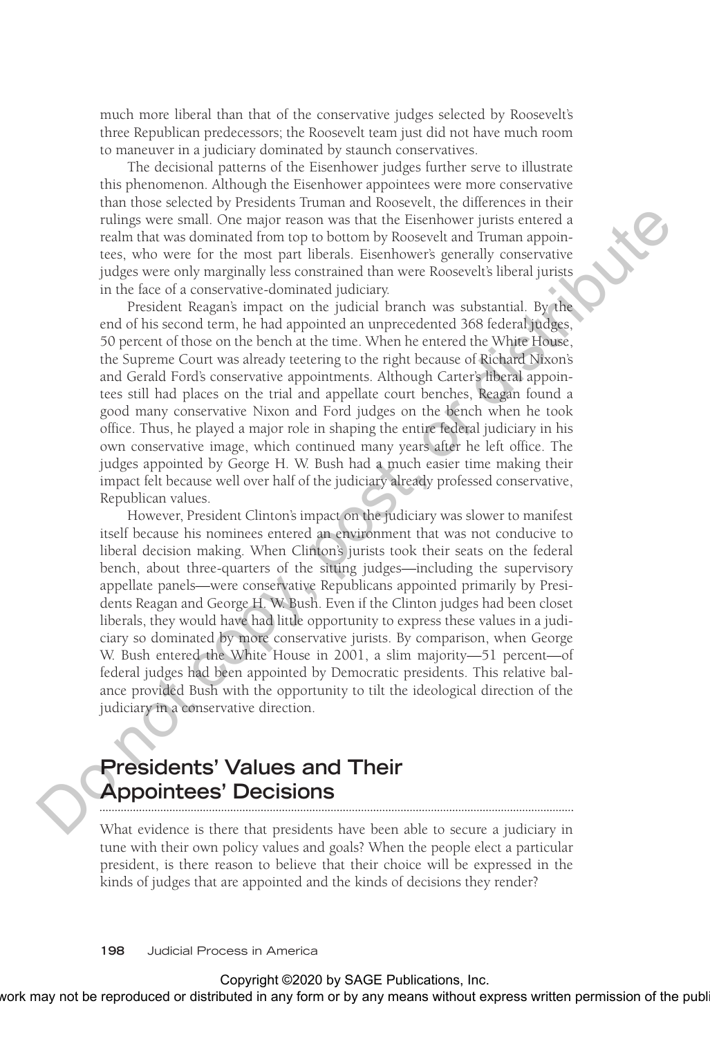much more liberal than that of the conservative judges selected by Roosevelt's three Republican predecessors; the Roosevelt team just did not have much room to maneuver in a judiciary dominated by staunch conservatives.

The decisional patterns of the Eisenhower judges further serve to illustrate this phenomenon. Although the Eisenhower appointees were more conservative than those selected by Presidents Truman and Roosevelt, the differences in their rulings were small. One major reason was that the Eisenhower jurists entered a realm that was dominated from top to bottom by Roosevelt and Truman appointees, who were for the most part liberals. Eisenhower's generally conservative judges were only marginally less constrained than were Roosevelt's liberal jurists in the face of a conservative-dominated judiciary.

President Reagan's impact on the judicial branch was substantial. By the end of his second term, he had appointed an unprecedented 368 federal judges, 50 percent of those on the bench at the time. When he entered the White House, the Supreme Court was already teetering to the right because of Richard Nixon's and Gerald Ford's conservative appointments. Although Carter's liberal appointees still had places on the trial and appellate court benches, Reagan found a good many conservative Nixon and Ford judges on the bench when he took office. Thus, he played a major role in shaping the entire federal judiciary in his own conservative image, which continued many years after he left office. The judges appointed by George H. W. Bush had a much easier time making their impact felt because well over half of the judiciary already professed conservative, Republican values.

However, President Clinton's impact on the judiciary was slower to manifest itself because his nominees entered an environment that was not conducive to liberal decision making. When Clinton's jurists took their seats on the federal bench, about three-quarters of the sitting judges—including the supervisory appellate panels—were conservative Republicans appointed primarily by Presidents Reagan and George H. W. Bush. Even if the Clinton judges had been closet liberals, they would have had little opportunity to express these values in a judiciary so dominated by more conservative jurists. By comparison, when George W. Bush entered the White House in 2001, a slim majority—51 percent—of federal judges had been appointed by Democratic presidents. This relative balance provided Bush with the opportunity to tilt the ideological direction of the judiciary in a conservative direction.

## Presidents' Values and Their Appointees' Decisions

What evidence is there that presidents have been able to secure a judiciary in tune with their own policy values and goals? When the people elect a particular president, is there reason to believe that their choice will be expressed in the kinds of judges that are appointed and the kinds of decisions they render?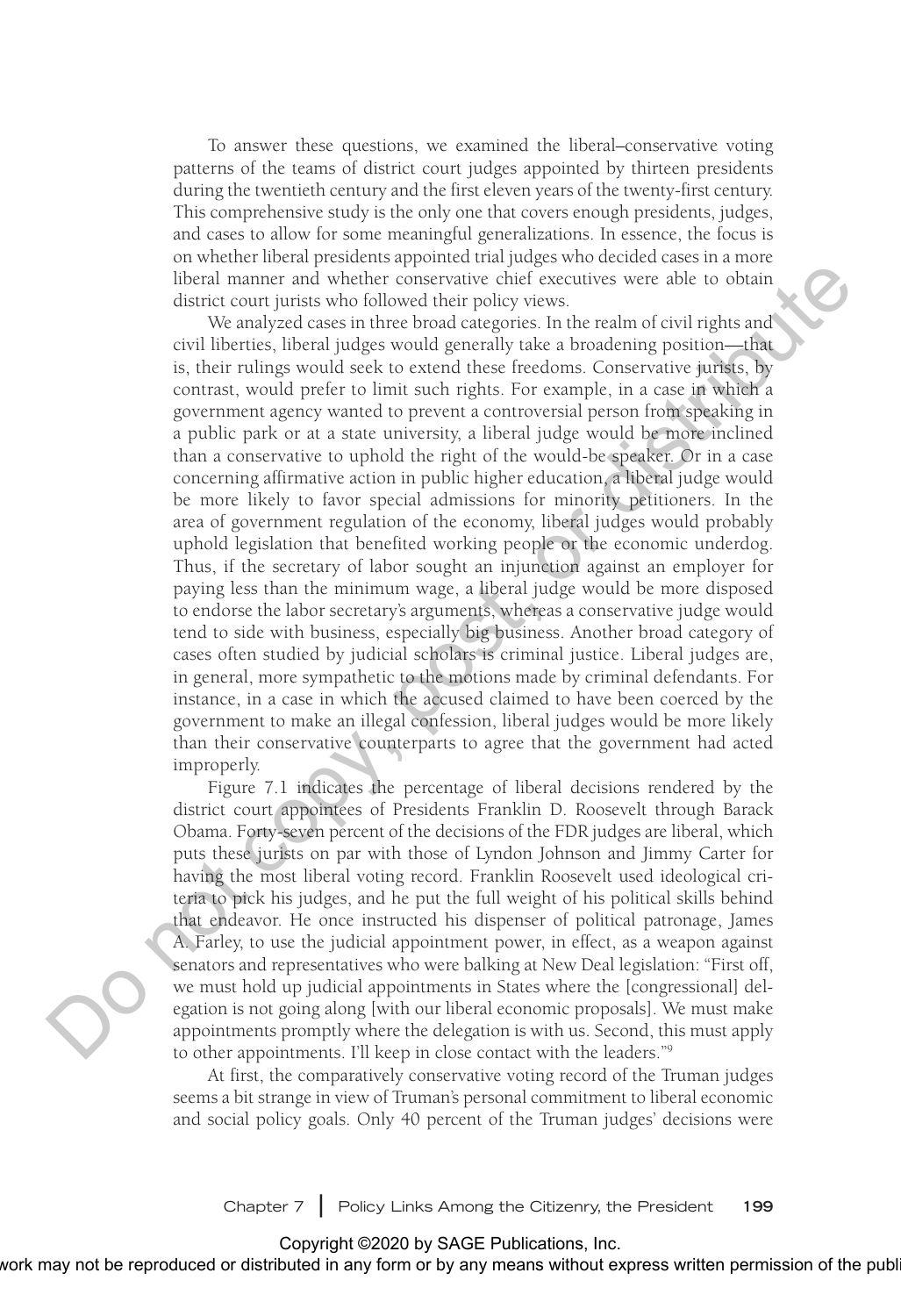To answer these questions, we examined the liberal–conservative voting patterns of the teams of district court judges appointed by thirteen presidents during the twentieth century and the first eleven years of the twenty-first century. This comprehensive study is the only one that covers enough presidents, judges, and cases to allow for some meaningful generalizations. In essence, the focus is on whether liberal presidents appointed trial judges who decided cases in a more liberal manner and whether conservative chief executives were able to obtain district court jurists who followed their policy views.

We analyzed cases in three broad categories. In the realm of civil rights and civil liberties, liberal judges would generally take a broadening position—that is, their rulings would seek to extend these freedoms. Conservative jurists, by contrast, would prefer to limit such rights. For example, in a case in which a government agency wanted to prevent a controversial person from speaking in a public park or at a state university, a liberal judge would be more inclined than a conservative to uphold the right of the would-be speaker. Or in a case concerning affirmative action in public higher education, a liberal judge would be more likely to favor special admissions for minority petitioners. In the area of government regulation of the economy, liberal judges would probably uphold legislation that benefited working people or the economic underdog. Thus, if the secretary of labor sought an injunction against an employer for paying less than the minimum wage, a liberal judge would be more disposed to endorse the labor secretary's arguments, whereas a conservative judge would tend to side with business, especially big business. Another broad category of cases often studied by judicial scholars is criminal justice. Liberal judges are, in general, more sympathetic to the motions made by criminal defendants. For instance, in a case in which the accused claimed to have been coerced by the government to make an illegal confession, liberal judges would be more likely than their conservative counterparts to agree that the government had acted improperly.

Figure 7.1 indicates the percentage of liberal decisions rendered by the district court appointees of Presidents Franklin D. Roosevelt through Barack Obama. Forty-seven percent of the decisions of the FDR judges are liberal, which puts these jurists on par with those of Lyndon Johnson and Jimmy Carter for having the most liberal voting record. Franklin Roosevelt used ideological criteria to pick his judges, and he put the full weight of his political skills behind that endeavor. He once instructed his dispenser of political patronage, James A. Farley, to use the judicial appointment power, in effect, as a weapon against senators and representatives who were balking at New Deal legislation: "First off, we must hold up judicial appointments in States where the [congressional] delegation is not going along [with our liberal economic proposals]. We must make appointments promptly where the delegation is with us. Second, this must apply to other appointments. I'll keep in close contact with the leaders."[9]

At first, the comparatively conservative voting record of the Truman judges seems a bit strange in view of Truman's personal commitment to liberal economic and social policy goals. Only 40 percent of the Truman judges' decisions were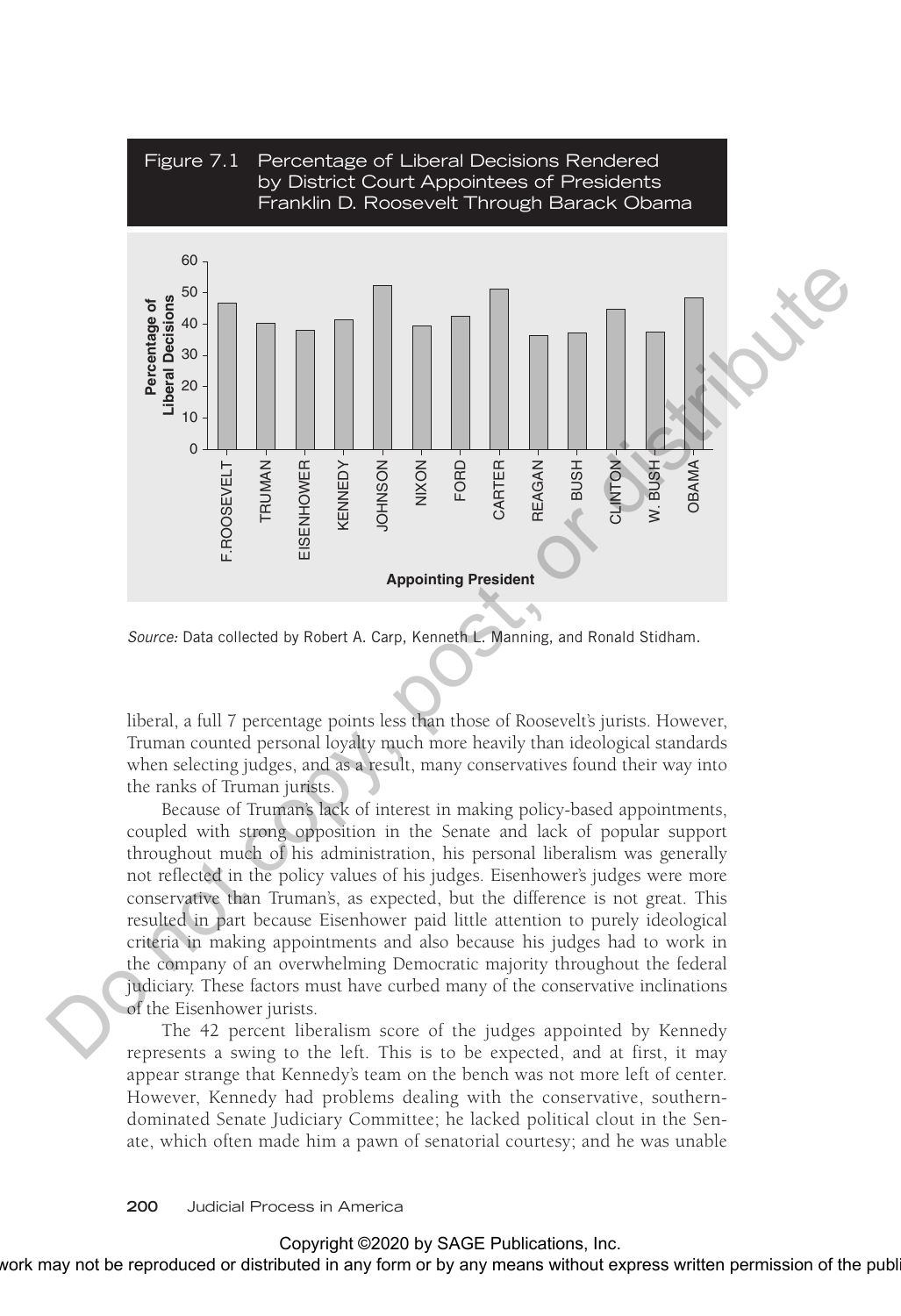Figure 7.1 Percentage of Liberal Decisions Rendered by District Court Appointees of Presidents Franklin D. Roosevelt Through Barack Obama

*Source:* Data collected by Robert A. Carp, Kenneth L. Manning, and Ronald Stidham.

liberal, a full 7 percentage points less than those of Roosevelt's jurists. However, Truman counted personal loyalty much more heavily than ideological standards when selecting judges, and as a result, many conservatives found their way into the ranks of Truman jurists.

Because of Truman's lack of interest in making policy-based appointments, coupled with strong opposition in the Senate and lack of popular support throughout much of his administration, his personal liberalism was generally not reflected in the policy values of his judges. Eisenhower's judges were more conservative than Truman's, as expected, but the difference is not great. This resulted in part because Eisenhower paid little attention to purely ideological criteria in making appointments and also because his judges had to work in the company of an overwhelming Democratic majority throughout the federal judiciary. These factors must have curbed many of the conservative inclinations of the Eisenhower jurists.

The 42 percent liberalism score of the judges appointed by Kennedy represents a swing to the left. This is to be expected, and at first, it may appear strange that Kennedy's team on the bench was not more left of center. However, Kennedy had problems dealing with the conservative, southern-dominated Senate Judiciary Committee; he lacked political clout in the Senate, which often made him a pawn of senatorial courtesy; and he was unable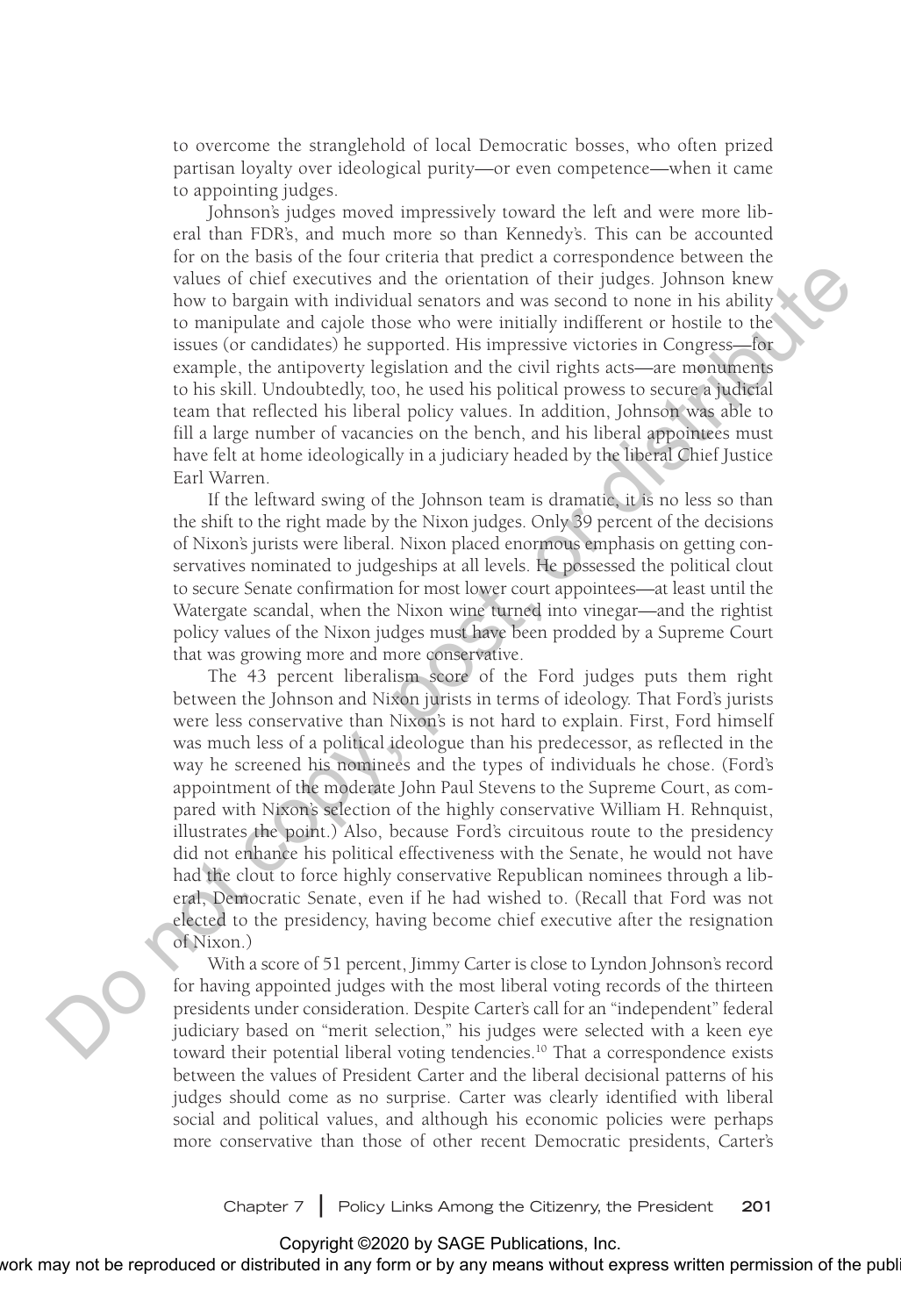to overcome the stranglehold of local Democratic bosses, who often prized partisan loyalty over ideological purity—or even competence—when it came to appointing judges.

Johnson's judges moved impressively toward the left and were more liberal than FDR's, and much more so than Kennedy's. This can be accounted for on the basis of the four criteria that predict a correspondence between the values of chief executives and the orientation of their judges. Johnson knew how to bargain with individual senators and was second to none in his ability to manipulate and cajole those who were initially indifferent or hostile to the issues (or candidates) he supported. His impressive victories in Congress—for example, the antipoverty legislation and the civil rights acts—are monuments to his skill. Undoubtedly, too, he used his political prowess to secure a judicial team that reflected his liberal policy values. In addition, Johnson was able to fill a large number of vacancies on the bench, and his liberal appointees must have felt at home ideologically in a judiciary headed by the liberal Chief Justice Earl Warren.

If the leftward swing of the Johnson team is dramatic, it is no less so than the shift to the right made by the Nixon judges. Only 39 percent of the decisions of Nixon's jurists were liberal. Nixon placed enormous emphasis on getting conservatives nominated to judgeships at all levels. He possessed the political clout to secure Senate confirmation for most lower court appointees—at least until the Watergate scandal, when the Nixon wine turned into vinegar—and the rightist policy values of the Nixon judges must have been prodded by a Supreme Court that was growing more and more conservative.

The 43 percent liberalism score of the Ford judges puts them right between the Johnson and Nixon jurists in terms of ideology. That Ford's jurists were less conservative than Nixon's is not hard to explain. First, Ford himself was much less of a political ideologue than his predecessor, as reflected in the way he screened his nominees and the types of individuals he chose. (Ford's appointment of the moderate John Paul Stevens to the Supreme Court, as compared with Nixon's selection of the highly conservative William H. Rehnquist, illustrates the point.) Also, because Ford's circuitous route to the presidency did not enhance his political effectiveness with the Senate, he would not have had the clout to force highly conservative Republican nominees through a liberal, Democratic Senate, even if he had wished to. (Recall that Ford was not elected to the presidency, having become chief executive after the resignation of Nixon.)

With a score of 51 percent, Jimmy Carter is close to Lyndon Johnson's record for having appointed judges with the most liberal voting records of the thirteen presidents under consideration. Despite Carter's call for an "independent" federal judiciary based on "merit selection," his judges were selected with a keen eye toward their potential liberal voting tendencies.[10] That a correspondence exists between the values of President Carter and the liberal decisional patterns of his judges should come as no surprise. Carter was clearly identified with liberal social and political values, and although his economic policies were perhaps more conservative than those of other recent Democratic presidents, Carter's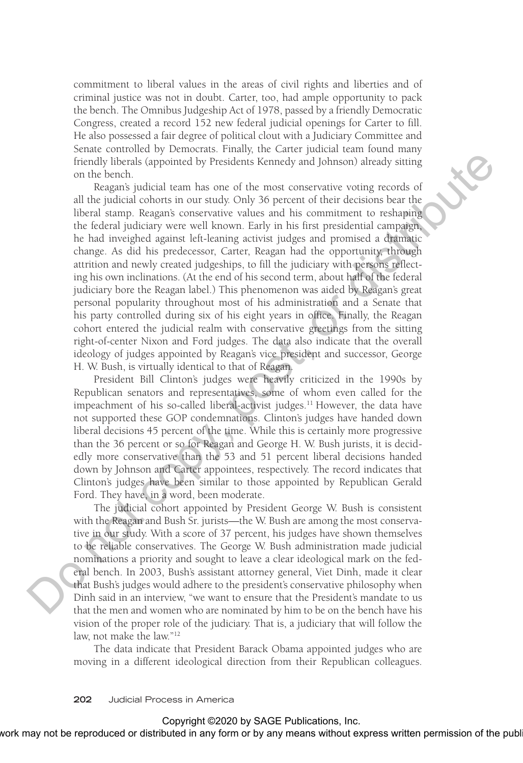commitment to liberal values in the areas of civil rights and liberties and of criminal justice was not in doubt. Carter, too, had ample opportunity to pack the bench. The Omnibus Judgeship Act of 1978, passed by a friendly Democratic Congress, created a record 152 new federal judicial openings for Carter to fill. He also possessed a fair degree of political clout with a Judiciary Committee and Senate controlled by Democrats. Finally, the Carter judicial team found many friendly liberals (appointed by Presidents Kennedy and Johnson) already sitting on the bench.

Reagan's judicial team has one of the most conservative voting records of all the judicial cohorts in our study. Only 36 percent of their decisions bear the liberal stamp. Reagan's conservative values and his commitment to reshaping the federal judiciary were well known. Early in his first presidential campaign, he had inveighed against left-leaning activist judges and promised a dramatic change. As did his predecessor, Carter, Reagan had the opportunity, through attrition and newly created judgeships, to fill the judiciary with persons reflecting his own inclinations. (At the end of his second term, about half of the federal judiciary bore the Reagan label.) This phenomenon was aided by Reagan's great personal popularity throughout most of his administration and a Senate that his party controlled during six of his eight years in office. Finally, the Reagan cohort entered the judicial realm with conservative greetings from the sitting right-of-center Nixon and Ford judges. The data also indicate that the overall ideology of judges appointed by Reagan's vice president and successor, George H. W. Bush, is virtually identical to that of Reagan.

President Bill Clinton's judges were heavily criticized in the 1990s by Republican senators and representatives, some of whom even called for the impeachment of his so-called liberal-activist judges.[11] However, the data have not supported these GOP condemnations. Clinton's judges have handed down liberal decisions 45 percent of the time. While this is certainly more progressive than the 36 percent or so for Reagan and George H. W. Bush jurists, it is decidedly more conservative than the 53 and 51 percent liberal decisions handed down by Johnson and Carter appointees, respectively. The record indicates that Clinton's judges have been similar to those appointed by Republican Gerald Ford. They have, in a word, been moderate.

The judicial cohort appointed by President George W. Bush is consistent with the Reagan and Bush Sr. jurists—the W. Bush are among the most conservative in our study. With a score of 37 percent, his judges have shown themselves to be reliable conservatives. The George W. Bush administration made judicial nominations a priority and sought to leave a clear ideological mark on the federal bench. In 2003, Bush's assistant attorney general, Viet Dinh, made it clear that Bush's judges would adhere to the president's conservative philosophy when Dinh said in an interview, "we want to ensure that the President's mandate to us that the men and women who are nominated by him to be on the bench have his vision of the proper role of the judiciary. That is, a judiciary that will follow the law, not make the law."[12]

The data indicate that President Barack Obama appointed judges who are moving in a different ideological direction from their Republican colleagues.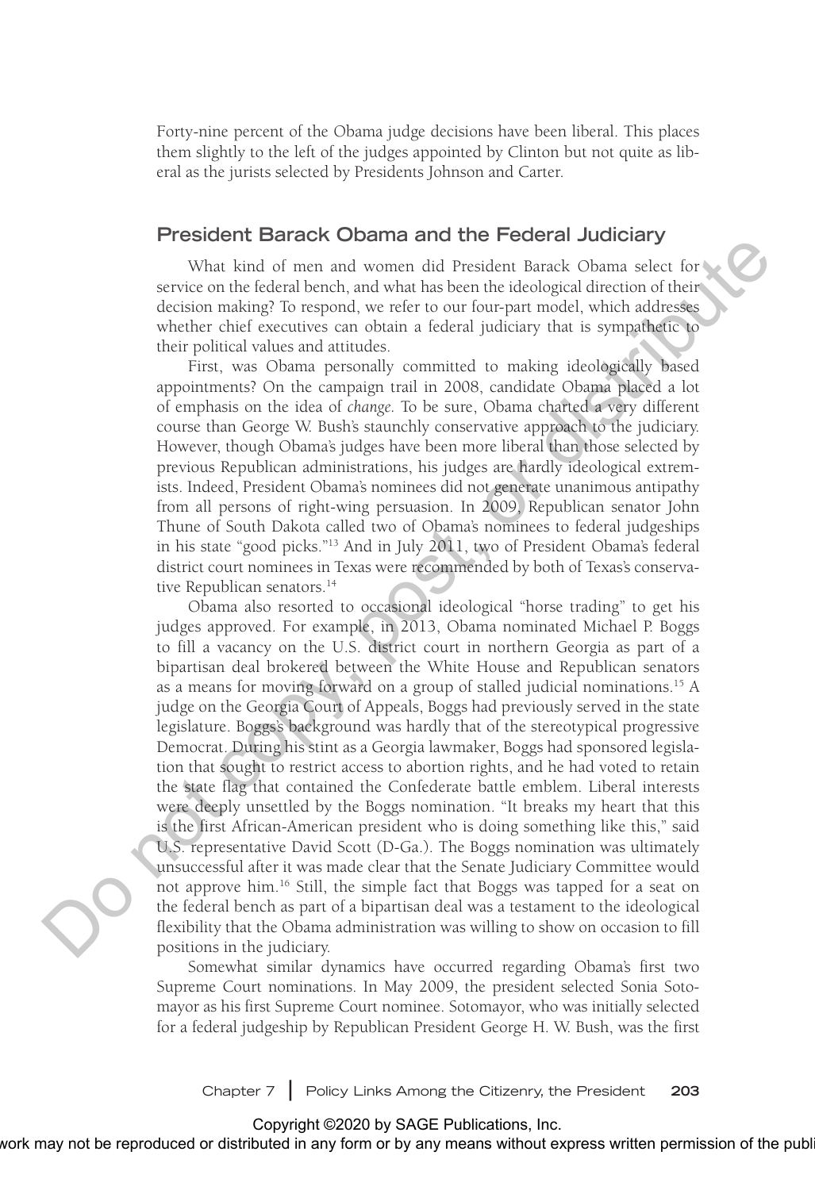Forty-nine percent of the Obama judge decisions have been liberal. This places them slightly to the left of the judges appointed by Clinton but not quite as liberal as the jurists selected by Presidents Johnson and Carter.

## President Barack Obama and the Federal Judiciary

What kind of men and women did President Barack Obama select for service on the federal bench, and what has been the ideological direction of their decision making? To respond, we refer to our four-part model, which addresses whether chief executives can obtain a federal judiciary that is sympathetic to their political values and attitudes.

First, was Obama personally committed to making ideologically based appointments? On the campaign trail in 2008, candidate Obama placed a lot of emphasis on the idea of *change*. To be sure, Obama charted a very different course than George W. Bush's staunchly conservative approach to the judiciary. However, though Obama's judges have been more liberal than those selected by previous Republican administrations, his judges are hardly ideological extremists. Indeed, President Obama's nominees did not generate unanimous antipathy from all persons of right-wing persuasion. In 2009, Republican senator John Thune of South Dakota called two of Obama's nominees to federal judgeships in his state "good picks."[13] And in July 2011, two of President Obama's federal district court nominees in Texas were recommended by both of Texas's conservative Republican senators.[14]

Obama also resorted to occasional ideological "horse trading" to get his judges approved. For example, in 2013, Obama nominated Michael P. Boggs to fill a vacancy on the U.S. district court in northern Georgia as part of a bipartisan deal brokered between the White House and Republican senators as a means for moving forward on a group of stalled judicial nominations.[15] A judge on the Georgia Court of Appeals, Boggs had previously served in the state legislature. Boggs's background was hardly that of the stereotypical progressive Democrat. During his stint as a Georgia lawmaker, Boggs had sponsored legislation that sought to restrict access to abortion rights, and he had voted to retain the state flag that contained the Confederate battle emblem. Liberal interests were deeply unsettled by the Boggs nomination. "It breaks my heart that this is the first African-American president who is doing something like this," said U.S. representative David Scott (D-Ga.). The Boggs nomination was ultimately unsuccessful after it was made clear that the Senate Judiciary Committee would not approve him.[16] Still, the simple fact that Boggs was tapped for a seat on the federal bench as part of a bipartisan deal was a testament to the ideological flexibility that the Obama administration was willing to show on occasion to fill positions in the judiciary.

Somewhat similar dynamics have occurred regarding Obama's first two Supreme Court nominations. In May 2009, the president selected Sonia Sotomayor as his first Supreme Court nominee. Sotomayor, who was initially selected for a federal judgeship by Republican President George H. W. Bush, was the first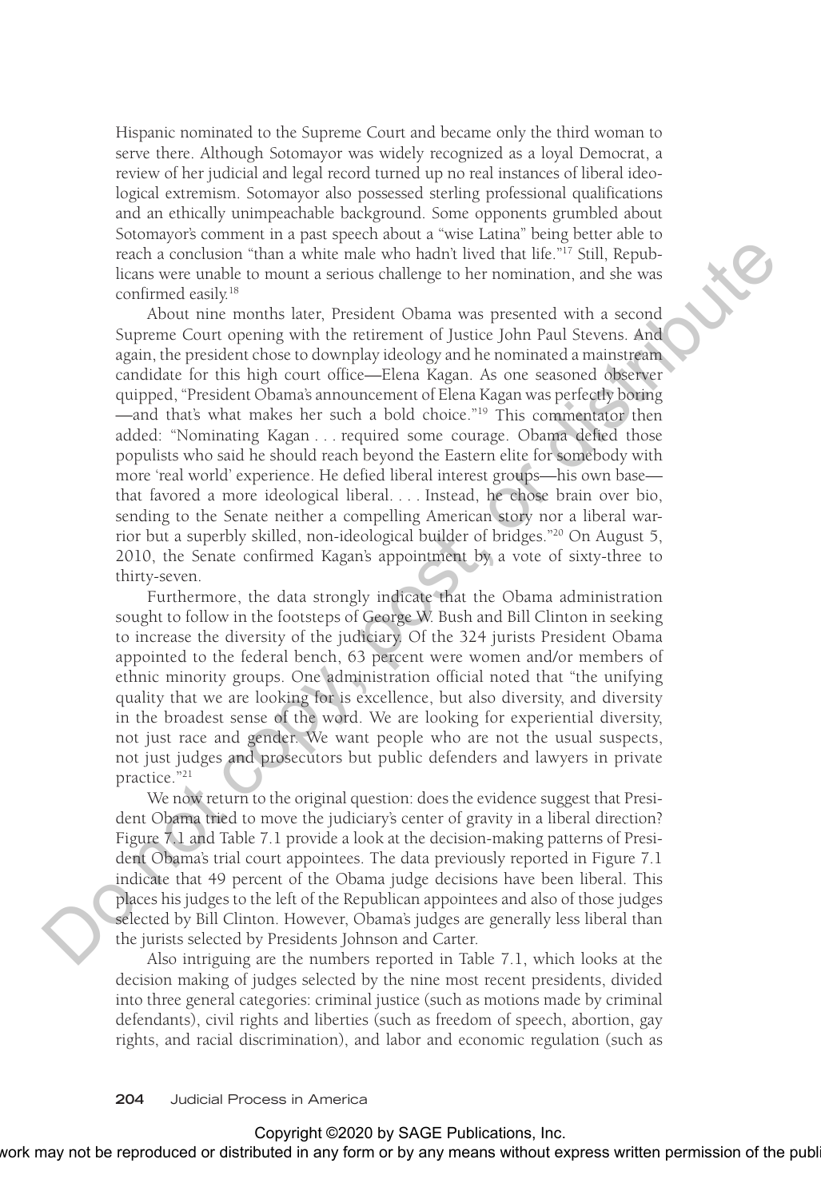Hispanic nominated to the Supreme Court and became only the third woman to serve there. Although Sotomayor was widely recognized as a loyal Democrat, a review of her judicial and legal record turned up no real instances of liberal ideological extremism. Sotomayor also possessed sterling professional qualifications and an ethically unimpeachable background. Some opponents grumbled about Sotomayor's comment in a past speech about a "wise Latina" being better able to reach a conclusion "than a white male who hadn't lived that life."[17] Still, Republicans were unable to mount a serious challenge to her nomination, and she was confirmed easily.[18]

About nine months later, President Obama was presented with a second Supreme Court opening with the retirement of Justice John Paul Stevens. And again, the president chose to downplay ideology and he nominated a mainstream candidate for this high court office—Elena Kagan. As one seasoned observer quipped, "President Obama's announcement of Elena Kagan was perfectly boring—and that's what makes her such a bold choice."[19] This commentator then added: "Nominating Kagan . . . required some courage. Obama defied those populists who said he should reach beyond the Eastern elite for somebody with more 'real world' experience. He defied liberal interest groups—his own base—that favored a more ideological liberal. . . . Instead, he chose brain over bio, sending to the Senate neither a compelling American story nor a liberal warrior but a superbly skilled, non-ideological builder of bridges."[20] On August 5, 2010, the Senate confirmed Kagan's appointment by a vote of sixty-three to thirty-seven.

Furthermore, the data strongly indicate that the Obama administration sought to follow in the footsteps of George W. Bush and Bill Clinton in seeking to increase the diversity of the judiciary. Of the 324 jurists President Obama appointed to the federal bench, 63 percent were women and/or members of ethnic minority groups. One administration official noted that "the unifying quality that we are looking for is excellence, but also diversity, and diversity in the broadest sense of the word. We are looking for experiential diversity, not just race and gender. We want people who are not the usual suspects, not just judges and prosecutors but public defenders and lawyers in private practice."[21]

We now return to the original question: does the evidence suggest that President Obama tried to move the judiciary's center of gravity in a liberal direction? Figure 7.1 and Table 7.1 provide a look at the decision-making patterns of President Obama's trial court appointees. The data previously reported in Figure 7.1 indicate that 49 percent of the Obama judge decisions have been liberal. This places his judges to the left of the Republican appointees and also of those judges selected by Bill Clinton. However, Obama's judges are generally less liberal than the jurists selected by Presidents Johnson and Carter.

Also intriguing are the numbers reported in Table 7.1, which looks at the decision making of judges selected by the nine most recent presidents, divided into three general categories: criminal justice (such as motions made by criminal defendants), civil rights and liberties (such as freedom of speech, abortion, gay rights, and racial discrimination), and labor and economic regulation (such as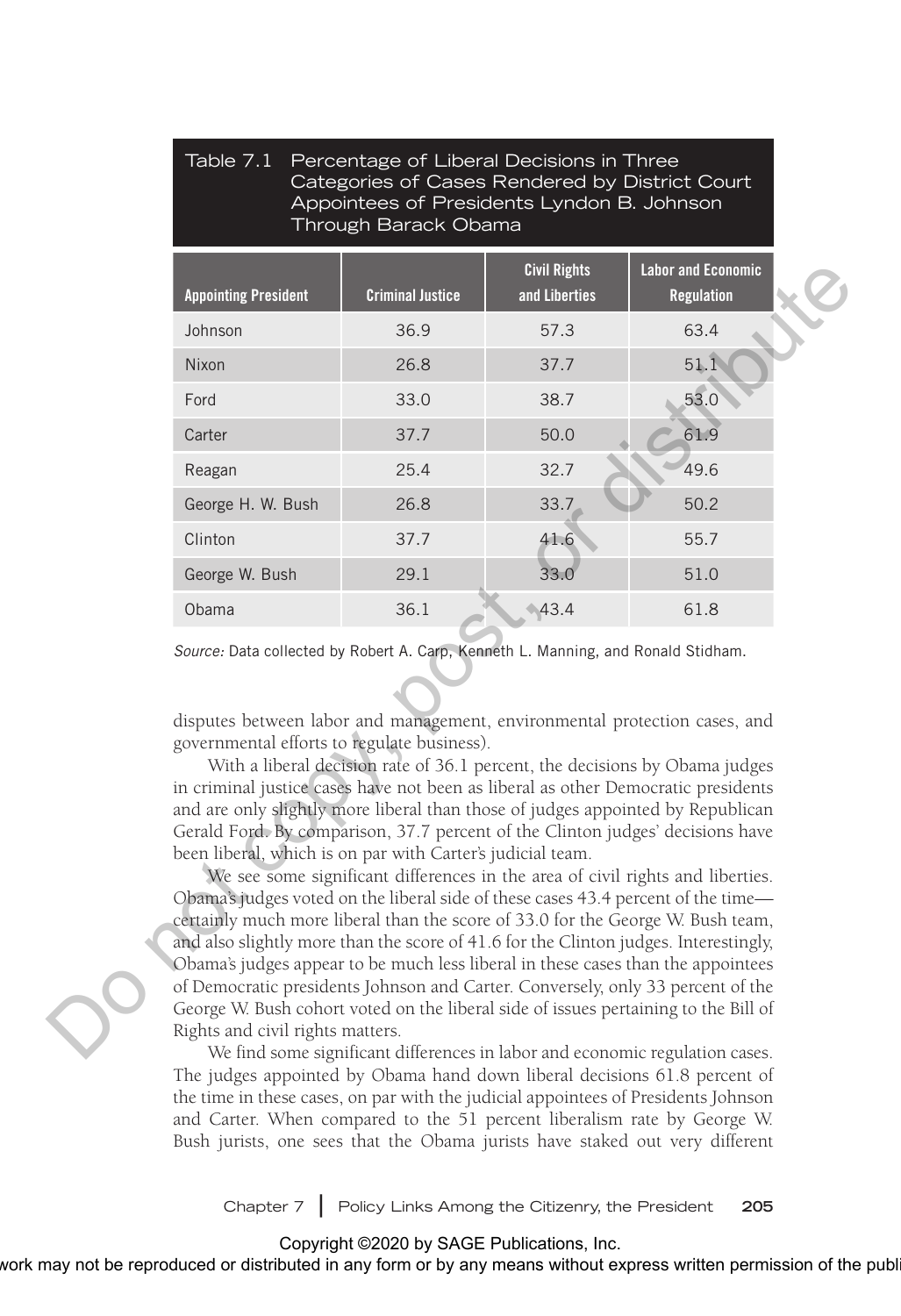Table 7.1 Percentage of Liberal Decisions in Three Categories of Cases Rendered by District Court Appointees of Presidents Lyndon B. Johnson Through Barack Obama

| Appointing President | Criminal Justice | Civil Rights and Liberties | Labor and Economic Regulation |
|---|---|---|---|
| Johnson | 36.9 | 57.3 | 63.4 |
| Nixon | 26.8 | 37.7 | 51.1 |
| Ford | 33.0 | 38.7 | 53.0 |
| Carter | 37.7 | 50.0 | 61.9 |
| Reagan | 25.4 | 32.7 | 49.6 |
| George H. W. Bush | 26.8 | 33.7 | 50.2 |
| Clinton | 37.7 | 41.6 | 55.7 |
| George W. Bush | 29.1 | 33.0 | 51.0 |
| Obama | 36.1 | 43.4 | 61.8 |

*Source:* Data collected by Robert A. Carp, Kenneth L. Manning, and Ronald Stidham.

disputes between labor and management, environmental protection cases, and governmental efforts to regulate business).

With a liberal decision rate of 36.1 percent, the decisions by Obama judges in criminal justice cases have not been as liberal as other Democratic presidents and are only slightly more liberal than those of judges appointed by Republican Gerald Ford. By comparison, 37.7 percent of the Clinton judges' decisions have been liberal, which is on par with Carter's judicial team.

We see some significant differences in the area of civil rights and liberties. Obama's judges voted on the liberal side of these cases 43.4 percent of the time—certainly much more liberal than the score of 33.0 for the George W. Bush team, and also slightly more than the score of 41.6 for the Clinton judges. Interestingly, Obama's judges appear to be much less liberal in these cases than the appointees of Democratic presidents Johnson and Carter. Conversely, only 33 percent of the George W. Bush cohort voted on the liberal side of issues pertaining to the Bill of Rights and civil rights matters.

We find some significant differences in labor and economic regulation cases. The judges appointed by Obama hand down liberal decisions 61.8 percent of the time in these cases, on par with the judicial appointees of Presidents Johnson and Carter. When compared to the 51 percent liberalism rate by George W. Bush jurists, one sees that the Obama jurists have staked out very different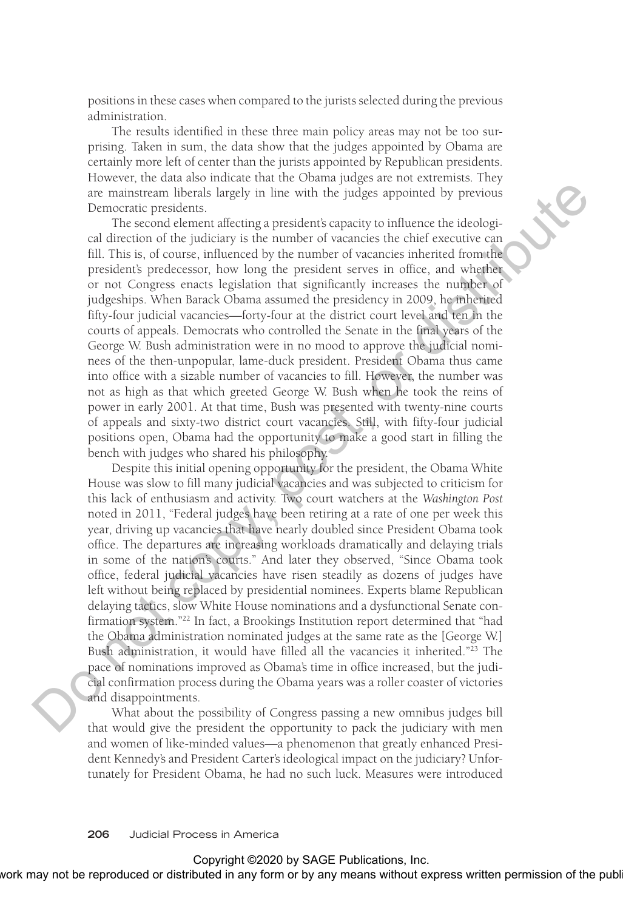positions in these cases when compared to the jurists selected during the previous administration.

The results identified in these three main policy areas may not be too surprising. Taken in sum, the data show that the judges appointed by Obama are certainly more left of center than the jurists appointed by Republican presidents. However, the data also indicate that the Obama judges are not extremists. They are mainstream liberals largely in line with the judges appointed by previous Democratic presidents.

The second element affecting a president's capacity to influence the ideological direction of the judiciary is the number of vacancies the chief executive can fill. This is, of course, influenced by the number of vacancies inherited from the president's predecessor, how long the president serves in office, and whether or not Congress enacts legislation that significantly increases the number of judgeships. When Barack Obama assumed the presidency in 2009, he inherited fifty-four judicial vacancies—forty-four at the district court level and ten in the courts of appeals. Democrats who controlled the Senate in the final years of the George W. Bush administration were in no mood to approve the judicial nominees of the then-unpopular, lame-duck president. President Obama thus came into office with a sizable number of vacancies to fill. However, the number was not as high as that which greeted George W. Bush when he took the reins of power in early 2001. At that time, Bush was presented with twenty-nine courts of appeals and sixty-two district court vacancies. Still, with fifty-four judicial positions open, Obama had the opportunity to make a good start in filling the bench with judges who shared his philosophy.

Despite this initial opening opportunity for the president, the Obama White House was slow to fill many judicial vacancies and was subjected to criticism for this lack of enthusiasm and activity. Two court watchers at the *Washington Post* noted in 2011, "Federal judges have been retiring at a rate of one per week this year, driving up vacancies that have nearly doubled since President Obama took office. The departures are increasing workloads dramatically and delaying trials in some of the nation's courts." And later they observed, "Since Obama took office, federal judicial vacancies have risen steadily as dozens of judges have left without being replaced by presidential nominees. Experts blame Republican delaying tactics, slow White House nominations and a dysfunctional Senate confirmation system."[22] In fact, a Brookings Institution report determined that "had the Obama administration nominated judges at the same rate as the [George W.] Bush administration, it would have filled all the vacancies it inherited."[23] The pace of nominations improved as Obama's time in office increased, but the judicial confirmation process during the Obama years was a roller coaster of victories and disappointments.

What about the possibility of Congress passing a new omnibus judges bill that would give the president the opportunity to pack the judiciary with men and women of like-minded values—a phenomenon that greatly enhanced President Kennedy's and President Carter's ideological impact on the judiciary? Unfortunately for President Obama, he had no such luck. Measures were introduced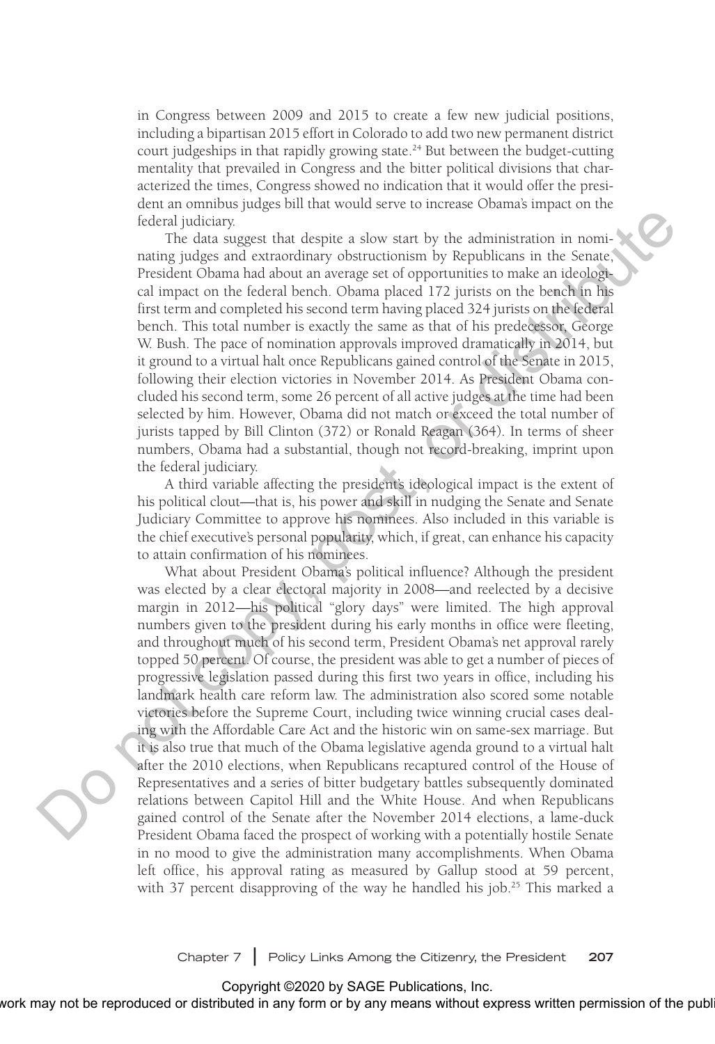in Congress between 2009 and 2015 to create a few new judicial positions, including a bipartisan 2015 effort in Colorado to add two new permanent district court judgeships in that rapidly growing state.[24] But between the budget-cutting mentality that prevailed in Congress and the bitter political divisions that characterized the times, Congress showed no indication that it would offer the president an omnibus judges bill that would serve to increase Obama's impact on the federal judiciary.

The data suggest that despite a slow start by the administration in nominating judges and extraordinary obstructionism by Republicans in the Senate, President Obama had about an average set of opportunities to make an ideological impact on the federal bench. Obama placed 172 jurists on the bench in his first term and completed his second term having placed 324 jurists on the federal bench. This total number is exactly the same as that of his predecessor, George W. Bush. The pace of nomination approvals improved dramatically in 2014, but it ground to a virtual halt once Republicans gained control of the Senate in 2015, following their election victories in November 2014. As President Obama concluded his second term, some 26 percent of all active judges at the time had been selected by him. However, Obama did not match or exceed the total number of jurists tapped by Bill Clinton (372) or Ronald Reagan (364). In terms of sheer numbers, Obama had a substantial, though not record-breaking, imprint upon the federal judiciary.

A third variable affecting the president's ideological impact is the extent of his political clout—that is, his power and skill in nudging the Senate and Senate Judiciary Committee to approve his nominees. Also included in this variable is the chief executive's personal popularity, which, if great, can enhance his capacity to attain confirmation of his nominees.

What about President Obama's political influence? Although the president was elected by a clear electoral majority in 2008—and reelected by a decisive margin in 2012—his political "glory days" were limited. The high approval numbers given to the president during his early months in office were fleeting, and throughout much of his second term, President Obama's net approval rarely topped 50 percent. Of course, the president was able to get a number of pieces of progressive legislation passed during this first two years in office, including his landmark health care reform law. The administration also scored some notable victories before the Supreme Court, including twice winning crucial cases dealing with the Affordable Care Act and the historic win on same-sex marriage. But it is also true that much of the Obama legislative agenda ground to a virtual halt after the 2010 elections, when Republicans recaptured control of the House of Representatives and a series of bitter budgetary battles subsequently dominated relations between Capitol Hill and the White House. And when Republicans gained control of the Senate after the November 2014 elections, a lame-duck President Obama faced the prospect of working with a potentially hostile Senate in no mood to give the administration many accomplishments. When Obama left office, his approval rating as measured by Gallup stood at 59 percent, with 37 percent disapproving of the way he handled his job.[25] This marked a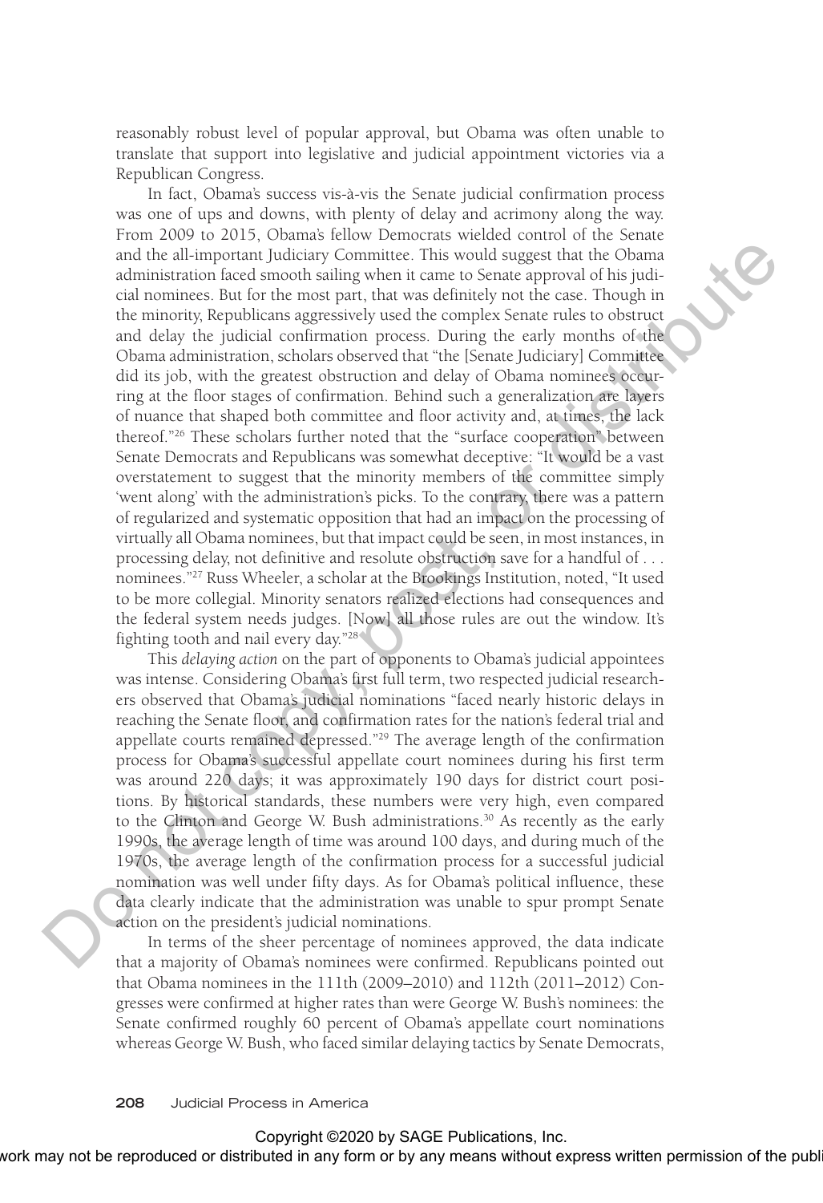reasonably robust level of popular approval, but Obama was often unable to translate that support into legislative and judicial appointment victories via a Republican Congress.

In fact, Obama's success vis-à-vis the Senate judicial confirmation process was one of ups and downs, with plenty of delay and acrimony along the way. From 2009 to 2015, Obama's fellow Democrats wielded control of the Senate and the all-important Judiciary Committee. This would suggest that the Obama administration faced smooth sailing when it came to Senate approval of his judicial nominees. But for the most part, that was definitely not the case. Though in the minority, Republicans aggressively used the complex Senate rules to obstruct and delay the judicial confirmation process. During the early months of the Obama administration, scholars observed that "the [Senate Judiciary] Committee did its job, with the greatest obstruction and delay of Obama nominees occurring at the floor stages of confirmation. Behind such a generalization are layers of nuance that shaped both committee and floor activity and, at times, the lack thereof."[26] These scholars further noted that the "surface cooperation" between Senate Democrats and Republicans was somewhat deceptive: "It would be a vast overstatement to suggest that the minority members of the committee simply 'went along' with the administration's picks. To the contrary, there was a pattern of regularized and systematic opposition that had an impact on the processing of virtually all Obama nominees, but that impact could be seen, in most instances, in processing delay, not definitive and resolute obstruction save for a handful of . . . nominees."[27] Russ Wheeler, a scholar at the Brookings Institution, noted, "It used to be more collegial. Minority senators realized elections had consequences and the federal system needs judges. [Now] all those rules are out the window. It's fighting tooth and nail every day."[28]

This *delaying action* on the part of opponents to Obama's judicial appointees was intense. Considering Obama's first full term, two respected judicial researchers observed that Obama's judicial nominations "faced nearly historic delays in reaching the Senate floor, and confirmation rates for the nation's federal trial and appellate courts remained depressed."[29] The average length of the confirmation process for Obama's successful appellate court nominees during his first term was around 220 days; it was approximately 190 days for district court positions. By historical standards, these numbers were very high, even compared to the Clinton and George W. Bush administrations.[30] As recently as the early 1990s, the average length of time was around 100 days, and during much of the 1970s, the average length of the confirmation process for a successful judicial nomination was well under fifty days. As for Obama's political influence, these data clearly indicate that the administration was unable to spur prompt Senate action on the president's judicial nominations.

In terms of the sheer percentage of nominees approved, the data indicate that a majority of Obama's nominees were confirmed. Republicans pointed out that Obama nominees in the 111th (2009–2010) and 112th (2011–2012) Congresses were confirmed at higher rates than were George W. Bush's nominees: the Senate confirmed roughly 60 percent of Obama's appellate court nominations whereas George W. Bush, who faced similar delaying tactics by Senate Democrats,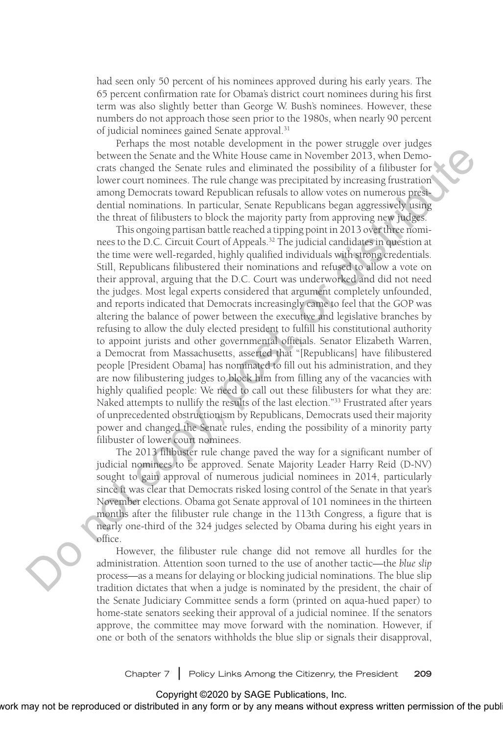had seen only 50 percent of his nominees approved during his early years. The 65 percent confirmation rate for Obama's district court nominees during his first term was also slightly better than George W. Bush's nominees. However, these numbers do not approach those seen prior to the 1980s, when nearly 90 percent of judicial nominees gained Senate approval.[31]

Perhaps the most notable development in the power struggle over judges between the Senate and the White House came in November 2013, when Democrats changed the Senate rules and eliminated the possibility of a filibuster for lower court nominees. The rule change was precipitated by increasing frustration among Democrats toward Republican refusals to allow votes on numerous presidential nominations. In particular, Senate Republicans began aggressively using the threat of filibusters to block the majority party from approving new judges.

This ongoing partisan battle reached a tipping point in 2013 over three nominees to the D.C. Circuit Court of Appeals.[32] The judicial candidates in question at the time were well-regarded, highly qualified individuals with strong credentials. Still, Republicans filibustered their nominations and refused to allow a vote on their approval, arguing that the D.C. Court was underworked and did not need the judges. Most legal experts considered that argument completely unfounded, and reports indicated that Democrats increasingly came to feel that the GOP was altering the balance of power between the executive and legislative branches by refusing to allow the duly elected president to fulfill his constitutional authority to appoint jurists and other governmental officials. Senator Elizabeth Warren, a Democrat from Massachusetts, asserted that "[Republicans] have filibustered people [President Obama] has nominated to fill out his administration, and they are now filibustering judges to block him from filling any of the vacancies with highly qualified people: We need to call out these filibusters for what they are: Naked attempts to nullify the results of the last election."[33] Frustrated after years of unprecedented obstructionism by Republicans, Democrats used their majority power and changed the Senate rules, ending the possibility of a minority party filibuster of lower court nominees.

The 2013 filibuster rule change paved the way for a significant number of judicial nominees to be approved. Senate Majority Leader Harry Reid (D-NV) sought to gain approval of numerous judicial nominees in 2014, particularly since it was clear that Democrats risked losing control of the Senate in that year's November elections. Obama got Senate approval of 101 nominees in the thirteen months after the filibuster rule change in the 113th Congress, a figure that is nearly one-third of the 324 judges selected by Obama during his eight years in office.

However, the filibuster rule change did not remove all hurdles for the administration. Attention soon turned to the use of another tactic—the *blue slip* process—as a means for delaying or blocking judicial nominations. The blue slip tradition dictates that when a judge is nominated by the president, the chair of the Senate Judiciary Committee sends a form (printed on aqua-hued paper) to home-state senators seeking their approval of a judicial nominee. If the senators approve, the committee may move forward with the nomination. However, if one or both of the senators withholds the blue slip or signals their disapproval,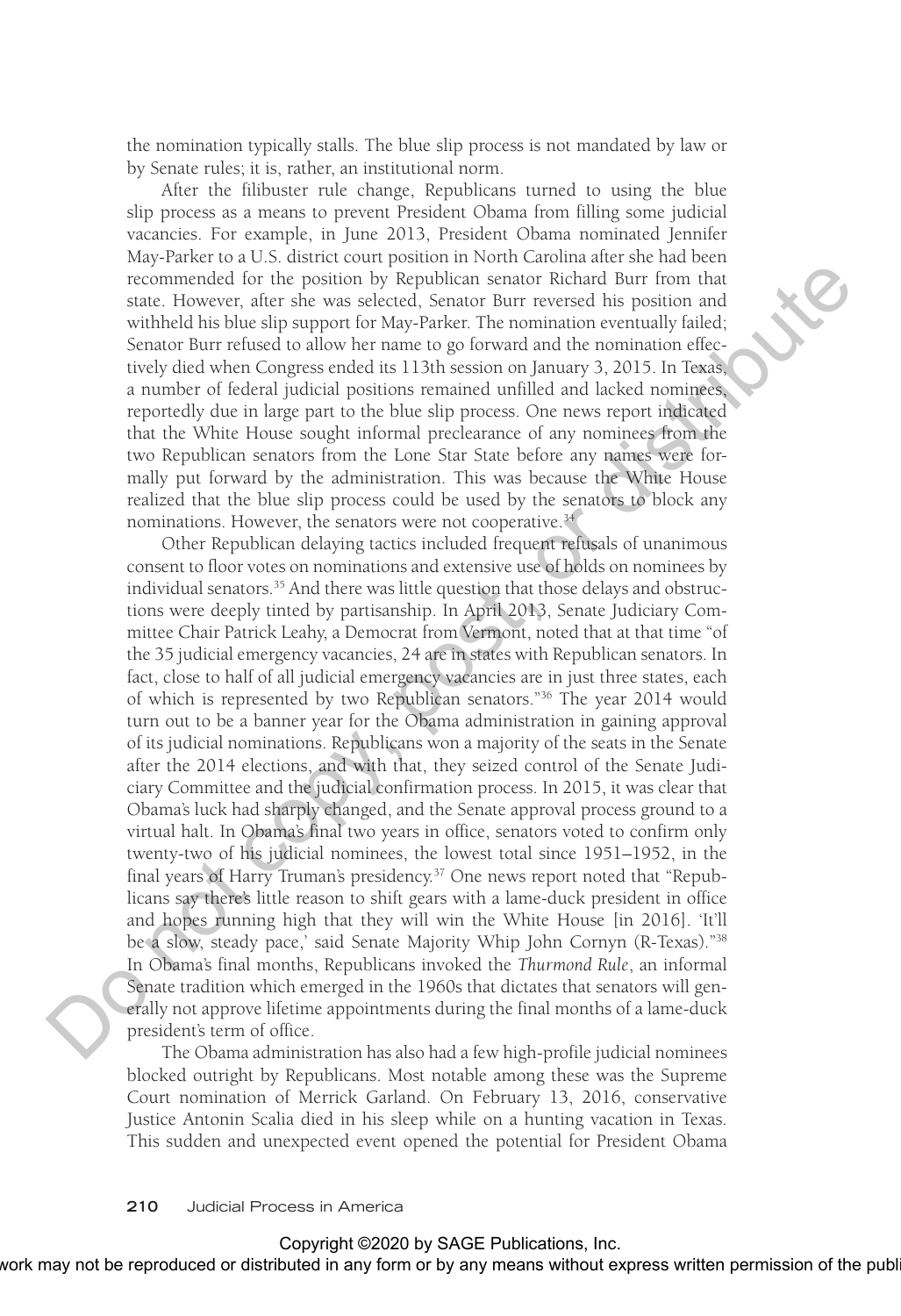the nomination typically stalls. The blue slip process is not mandated by law or by Senate rules; it is, rather, an institutional norm.

After the filibuster rule change, Republicans turned to using the blue slip process as a means to prevent President Obama from filling some judicial vacancies. For example, in June 2013, President Obama nominated Jennifer May-Parker to a U.S. district court position in North Carolina after she had been recommended for the position by Republican senator Richard Burr from that state. However, after she was selected, Senator Burr reversed his position and withheld his blue slip support for May-Parker. The nomination eventually failed; Senator Burr refused to allow her name to go forward and the nomination effectively died when Congress ended its 113th session on January 3, 2015. In Texas, a number of federal judicial positions remained unfilled and lacked nominees, reportedly due in large part to the blue slip process. One news report indicated that the White House sought informal preclearance of any nominees from the two Republican senators from the Lone Star State before any names were formally put forward by the administration. This was because the White House realized that the blue slip process could be used by the senators to block any nominations. However, the senators were not cooperative.[34]

Other Republican delaying tactics included frequent refusals of unanimous consent to floor votes on nominations and extensive use of holds on nominees by individual senators.[35] And there was little question that those delays and obstructions were deeply tinted by partisanship. In April 2013, Senate Judiciary Committee Chair Patrick Leahy, a Democrat from Vermont, noted that at that time "of the 35 judicial emergency vacancies, 24 are in states with Republican senators. In fact, close to half of all judicial emergency vacancies are in just three states, each of which is represented by two Republican senators."[36] The year 2014 would turn out to be a banner year for the Obama administration in gaining approval of its judicial nominations. Republicans won a majority of the seats in the Senate after the 2014 elections, and with that, they seized control of the Senate Judiciary Committee and the judicial confirmation process. In 2015, it was clear that Obama's luck had sharply changed, and the Senate approval process ground to a virtual halt. In Obama's final two years in office, senators voted to confirm only twenty-two of his judicial nominees, the lowest total since 1951–1952, in the final years of Harry Truman's presidency.[37] One news report noted that "Republicans say there's little reason to shift gears with a lame-duck president in office and hopes running high that they will win the White House [in 2016]. 'It'll be a slow, steady pace,' said Senate Majority Whip John Cornyn (R-Texas)."[38] In Obama's final months, Republicans invoked the *Thurmond Rule*, an informal Senate tradition which emerged in the 1960s that dictates that senators will generally not approve lifetime appointments during the final months of a lame-duck president's term of office.

The Obama administration has also had a few high-profile judicial nominees blocked outright by Republicans. Most notable among these was the Supreme Court nomination of Merrick Garland. On February 13, 2016, conservative Justice Antonin Scalia died in his sleep while on a hunting vacation in Texas. This sudden and unexpected event opened the potential for President Obama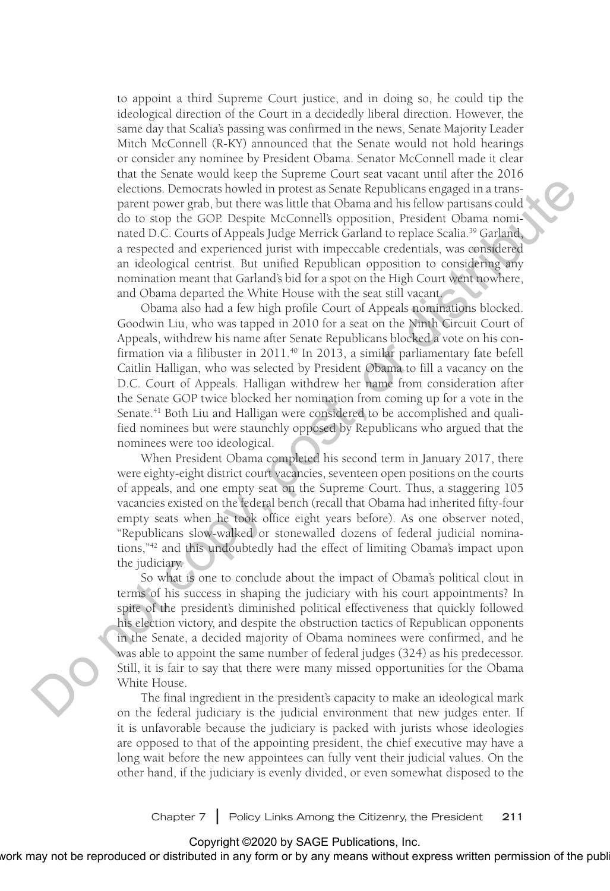to appoint a third Supreme Court justice, and in doing so, he could tip the ideological direction of the Court in a decidedly liberal direction. However, the same day that Scalia's passing was confirmed in the news, Senate Majority Leader Mitch McConnell (R-KY) announced that the Senate would not hold hearings or consider any nominee by President Obama. Senator McConnell made it clear that the Senate would keep the Supreme Court seat vacant until after the 2016 elections. Democrats howled in protest as Senate Republicans engaged in a transparent power grab, but there was little that Obama and his fellow partisans could do to stop the GOP. Despite McConnell's opposition, President Obama nominated D.C. Courts of Appeals Judge Merrick Garland to replace Scalia.[39] Garland, a respected and experienced jurist with impeccable credentials, was considered an ideological centrist. But unified Republican opposition to considering any nomination meant that Garland's bid for a spot on the High Court went nowhere, and Obama departed the White House with the seat still vacant.

Obama also had a few high profile Court of Appeals nominations blocked. Goodwin Liu, who was tapped in 2010 for a seat on the Ninth Circuit Court of Appeals, withdrew his name after Senate Republicans blocked a vote on his confirmation via a filibuster in 2011.[40] In 2013, a similar parliamentary fate befell Caitlin Halligan, who was selected by President Obama to fill a vacancy on the D.C. Court of Appeals. Halligan withdrew her name from consideration after the Senate GOP twice blocked her nomination from coming up for a vote in the Senate.[41] Both Liu and Halligan were considered to be accomplished and qualified nominees but were staunchly opposed by Republicans who argued that the nominees were too ideological.

When President Obama completed his second term in January 2017, there were eighty-eight district court vacancies, seventeen open positions on the courts of appeals, and one empty seat on the Supreme Court. Thus, a staggering 105 vacancies existed on the federal bench (recall that Obama had inherited fifty-four empty seats when he took office eight years before). As one observer noted, "Republicans slow-walked or stonewalled dozens of federal judicial nominations,"[42] and this undoubtedly had the effect of limiting Obama's impact upon the judiciary.

So what is one to conclude about the impact of Obama's political clout in terms of his success in shaping the judiciary with his court appointments? In spite of the president's diminished political effectiveness that quickly followed his election victory, and despite the obstruction tactics of Republican opponents in the Senate, a decided majority of Obama nominees were confirmed, and he was able to appoint the same number of federal judges (324) as his predecessor. Still, it is fair to say that there were many missed opportunities for the Obama White House.

The final ingredient in the president's capacity to make an ideological mark on the federal judiciary is the judicial environment that new judges enter. If it is unfavorable because the judiciary is packed with jurists whose ideologies are opposed to that of the appointing president, the chief executive may have a long wait before the new appointees can fully vent their judicial values. On the other hand, if the judiciary is evenly divided, or even somewhat disposed to the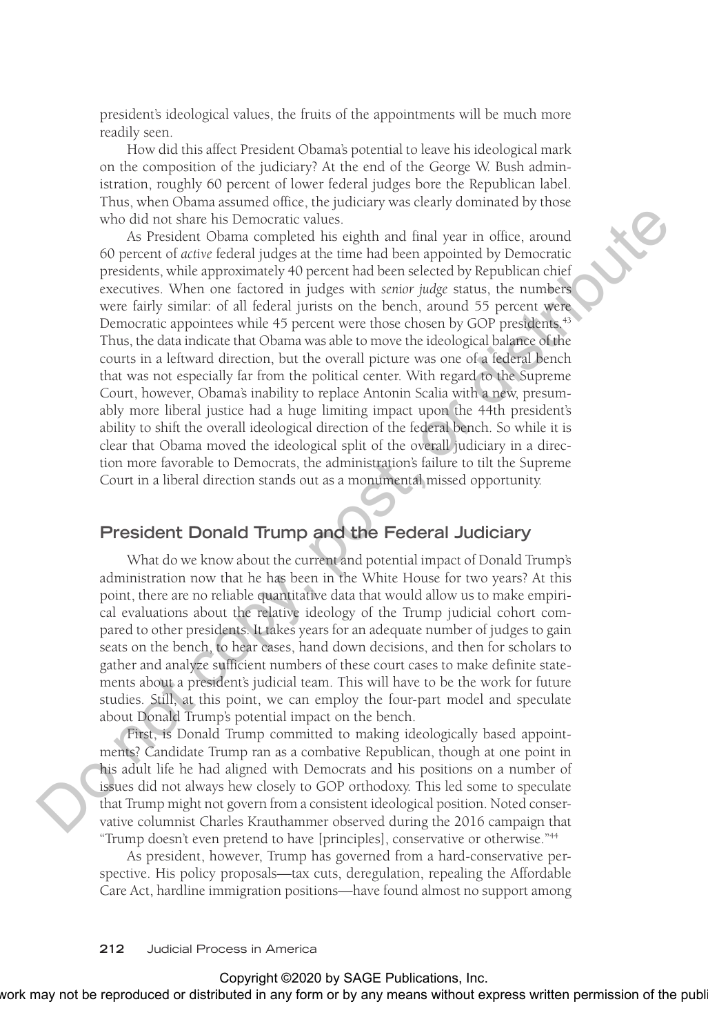president's ideological values, the fruits of the appointments will be much more readily seen.

How did this affect President Obama's potential to leave his ideological mark on the composition of the judiciary? At the end of the George W. Bush administration, roughly 60 percent of lower federal judges bore the Republican label. Thus, when Obama assumed office, the judiciary was clearly dominated by those who did not share his Democratic values.

As President Obama completed his eighth and final year in office, around 60 percent of *active* federal judges at the time had been appointed by Democratic presidents, while approximately 40 percent had been selected by Republican chief executives. When one factored in judges with *senior judge* status, the numbers were fairly similar: of all federal jurists on the bench, around 55 percent were Democratic appointees while 45 percent were those chosen by GOP presidents.[43] Thus, the data indicate that Obama was able to move the ideological balance of the courts in a leftward direction, but the overall picture was one of a federal bench that was not especially far from the political center. With regard to the Supreme Court, however, Obama's inability to replace Antonin Scalia with a new, presumably more liberal justice had a huge limiting impact upon the 44th president's ability to shift the overall ideological direction of the federal bench. So while it is clear that Obama moved the ideological split of the overall judiciary in a direction more favorable to Democrats, the administration's failure to tilt the Supreme Court in a liberal direction stands out as a monumental missed opportunity.

## President Donald Trump and the Federal Judiciary

What do we know about the current and potential impact of Donald Trump's administration now that he has been in the White House for two years? At this point, there are no reliable quantitative data that would allow us to make empirical evaluations about the relative ideology of the Trump judicial cohort compared to other presidents. It takes years for an adequate number of judges to gain seats on the bench, to hear cases, hand down decisions, and then for scholars to gather and analyze sufficient numbers of these court cases to make definite statements about a president's judicial team. This will have to be the work for future studies. Still, at this point, we can employ the four-part model and speculate about Donald Trump's potential impact on the bench.

First, is Donald Trump committed to making ideologically based appointments? Candidate Trump ran as a combative Republican, though at one point in his adult life he had aligned with Democrats and his positions on a number of issues did not always hew closely to GOP orthodoxy. This led some to speculate that Trump might not govern from a consistent ideological position. Noted conservative columnist Charles Krauthammer observed during the 2016 campaign that "Trump doesn't even pretend to have [principles], conservative or otherwise."[44]

As president, however, Trump has governed from a hard-conservative perspective. His policy proposals—tax cuts, deregulation, repealing the Affordable Care Act, hardline immigration positions—have found almost no support among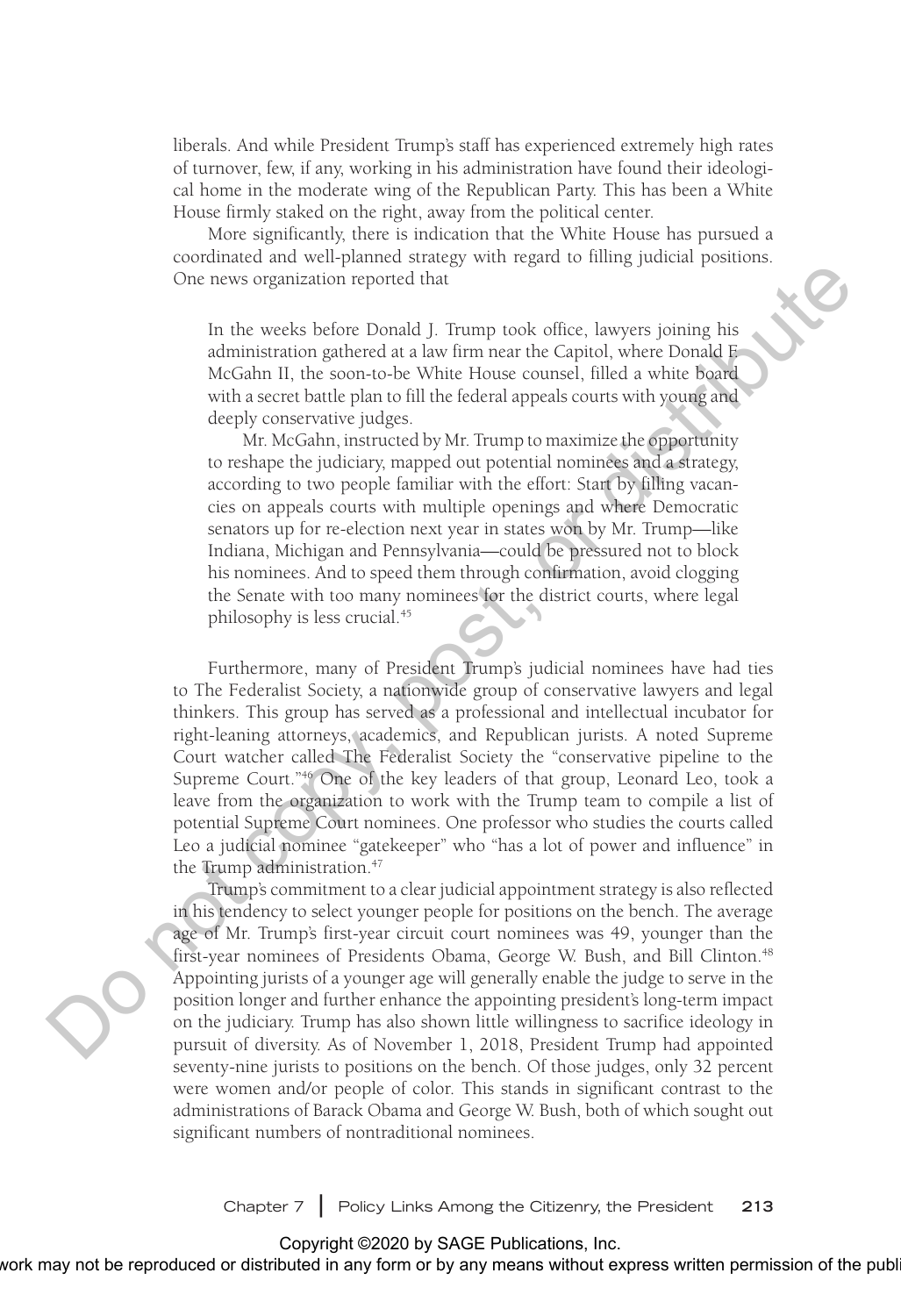liberals. And while President Trump's staff has experienced extremely high rates of turnover, few, if any, working in his administration have found their ideological home in the moderate wing of the Republican Party. This has been a White House firmly staked on the right, away from the political center.

More significantly, there is indication that the White House has pursued a coordinated and well-planned strategy with regard to filling judicial positions. One news organization reported that

> In the weeks before Donald J. Trump took office, lawyers joining his administration gathered at a law firm near the Capitol, where Donald F. McGahn II, the soon-to-be White House counsel, filled a white board with a secret battle plan to fill the federal appeals courts with young and deeply conservative judges.
>
> Mr. McGahn, instructed by Mr. Trump to maximize the opportunity to reshape the judiciary, mapped out potential nominees and a strategy, according to two people familiar with the effort: Start by filling vacancies on appeals courts with multiple openings and where Democratic senators up for re-election next year in states won by Mr. Trump—like Indiana, Michigan and Pennsylvania—could be pressured not to block his nominees. And to speed them through confirmation, avoid clogging the Senate with too many nominees for the district courts, where legal philosophy is less crucial.[45]

Furthermore, many of President Trump's judicial nominees have had ties to The Federalist Society, a nationwide group of conservative lawyers and legal thinkers. This group has served as a professional and intellectual incubator for right-leaning attorneys, academics, and Republican jurists. A noted Supreme Court watcher called The Federalist Society the "conservative pipeline to the Supreme Court."[46] One of the key leaders of that group, Leonard Leo, took a leave from the organization to work with the Trump team to compile a list of potential Supreme Court nominees. One professor who studies the courts called Leo a judicial nominee "gatekeeper" who "has a lot of power and influence" in the Trump administration.[47]

Trump's commitment to a clear judicial appointment strategy is also reflected in his tendency to select younger people for positions on the bench. The average age of Mr. Trump's first-year circuit court nominees was 49, younger than the first-year nominees of Presidents Obama, George W. Bush, and Bill Clinton.[48] Appointing jurists of a younger age will generally enable the judge to serve in the position longer and further enhance the appointing president's long-term impact on the judiciary. Trump has also shown little willingness to sacrifice ideology in pursuit of diversity. As of November 1, 2018, President Trump had appointed seventy-nine jurists to positions on the bench. Of those judges, only 32 percent were women and/or people of color. This stands in significant contrast to the administrations of Barack Obama and George W. Bush, both of which sought out significant numbers of nontraditional nominees.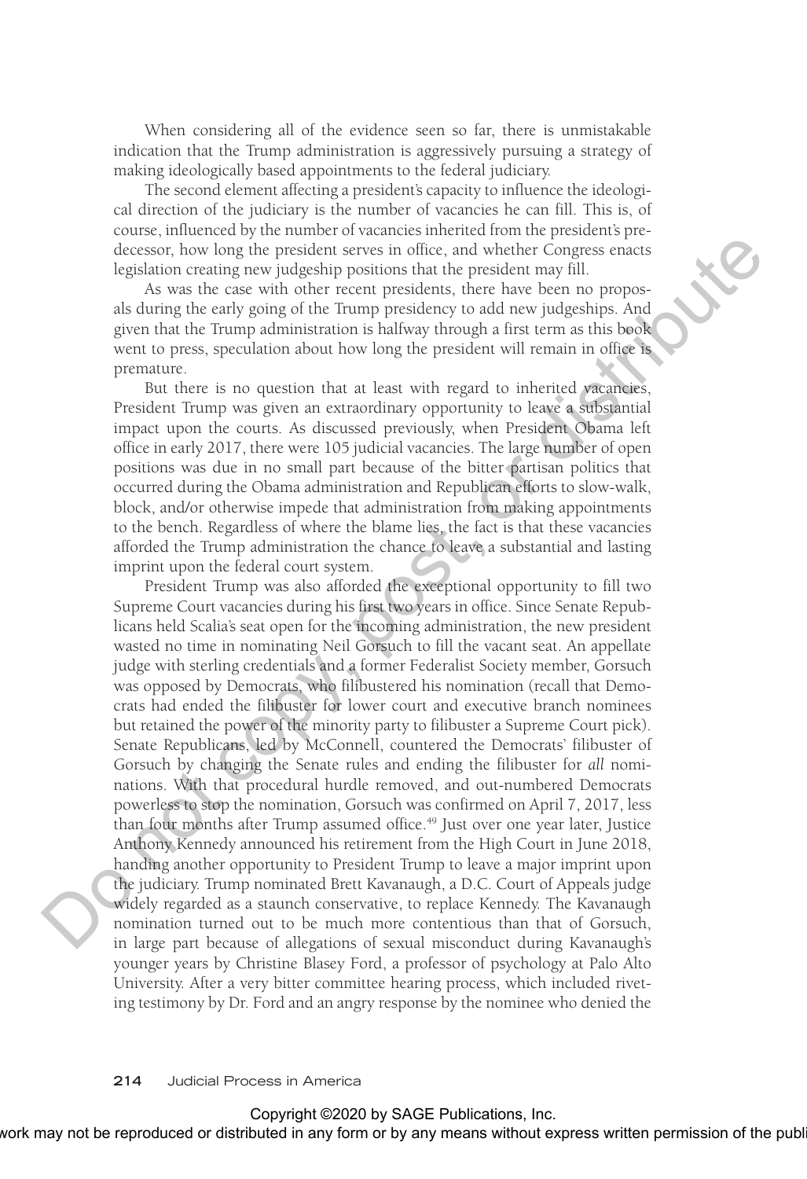When considering all of the evidence seen so far, there is unmistakable indication that the Trump administration is aggressively pursuing a strategy of making ideologically based appointments to the federal judiciary.

The second element affecting a president's capacity to influence the ideological direction of the judiciary is the number of vacancies he can fill. This is, of course, influenced by the number of vacancies inherited from the president's predecessor, how long the president serves in office, and whether Congress enacts legislation creating new judgeship positions that the president may fill.

As was the case with other recent presidents, there have been no proposals during the early going of the Trump presidency to add new judgeships. And given that the Trump administration is halfway through a first term as this book went to press, speculation about how long the president will remain in office is premature.

But there is no question that at least with regard to inherited vacancies, President Trump was given an extraordinary opportunity to leave a substantial impact upon the courts. As discussed previously, when President Obama left office in early 2017, there were 105 judicial vacancies. The large number of open positions was due in no small part because of the bitter partisan politics that occurred during the Obama administration and Republican efforts to slow-walk, block, and/or otherwise impede that administration from making appointments to the bench. Regardless of where the blame lies, the fact is that these vacancies afforded the Trump administration the chance to leave a substantial and lasting imprint upon the federal court system.

President Trump was also afforded the exceptional opportunity to fill two Supreme Court vacancies during his first two years in office. Since Senate Republicans held Scalia's seat open for the incoming administration, the new president wasted no time in nominating Neil Gorsuch to fill the vacant seat. An appellate judge with sterling credentials and a former Federalist Society member, Gorsuch was opposed by Democrats, who filibustered his nomination (recall that Democrats had ended the filibuster for lower court and executive branch nominees but retained the power of the minority party to filibuster a Supreme Court pick). Senate Republicans, led by McConnell, countered the Democrats' filibuster of Gorsuch by changing the Senate rules and ending the filibuster for *all* nominations. With that procedural hurdle removed, and out-numbered Democrats powerless to stop the nomination, Gorsuch was confirmed on April 7, 2017, less than four months after Trump assumed office.[49] Just over one year later, Justice Anthony Kennedy announced his retirement from the High Court in June 2018, handing another opportunity to President Trump to leave a major imprint upon the judiciary. Trump nominated Brett Kavanaugh, a D.C. Court of Appeals judge widely regarded as a staunch conservative, to replace Kennedy. The Kavanaugh nomination turned out to be much more contentious than that of Gorsuch, in large part because of allegations of sexual misconduct during Kavanaugh's younger years by Christine Blasey Ford, a professor of psychology at Palo Alto University. After a very bitter committee hearing process, which included riveting testimony by Dr. Ford and an angry response by the nominee who denied the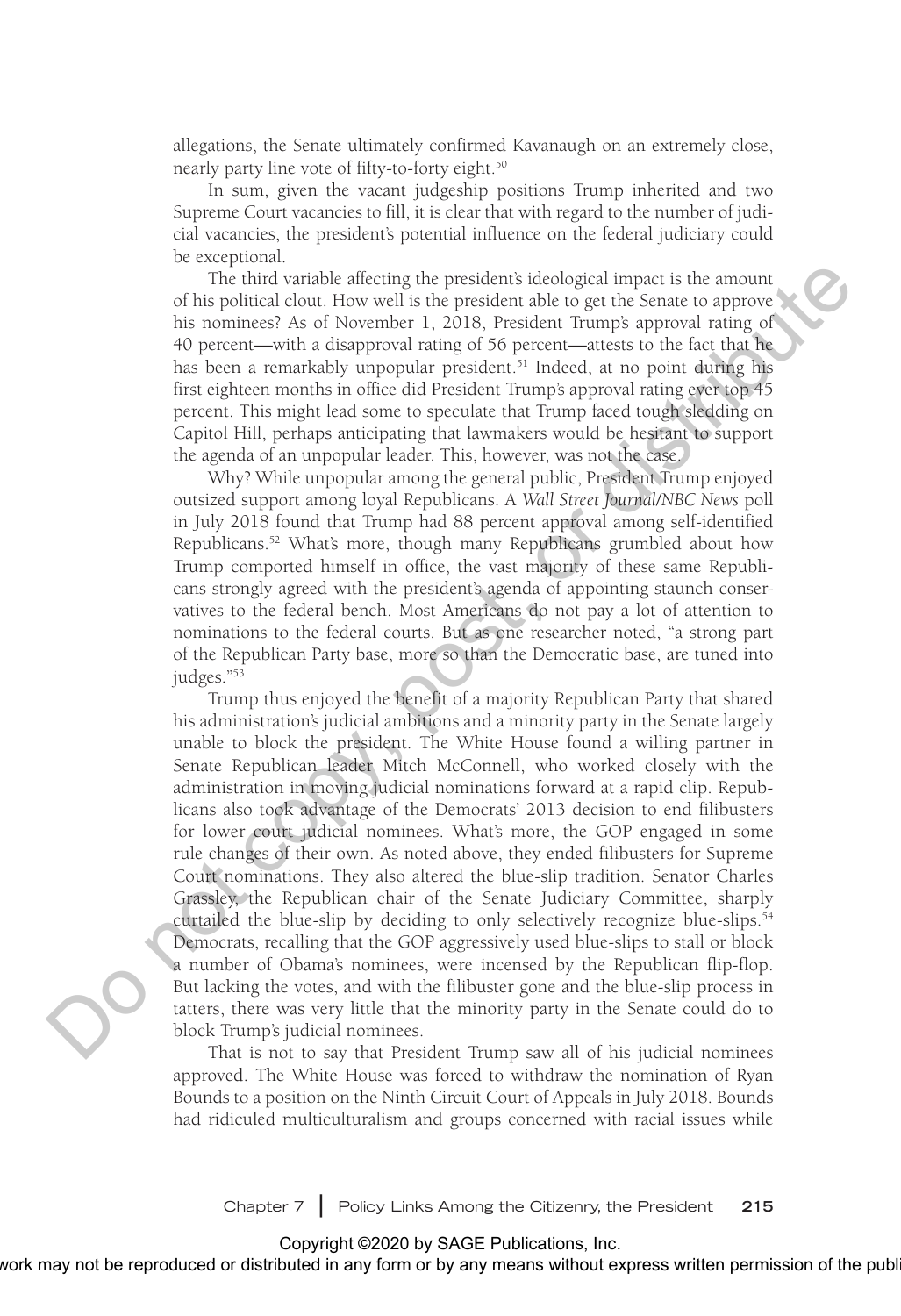allegations, the Senate ultimately confirmed Kavanaugh on an extremely close, nearly party line vote of fifty-to-forty eight.[50]

In sum, given the vacant judgeship positions Trump inherited and two Supreme Court vacancies to fill, it is clear that with regard to the number of judicial vacancies, the president's potential influence on the federal judiciary could be exceptional.

The third variable affecting the president's ideological impact is the amount of his political clout. How well is the president able to get the Senate to approve his nominees? As of November 1, 2018, President Trump's approval rating of 40 percent—with a disapproval rating of 56 percent—attests to the fact that he has been a remarkably unpopular president.[51] Indeed, at no point during his first eighteen months in office did President Trump's approval rating ever top 45 percent. This might lead some to speculate that Trump faced tough sledding on Capitol Hill, perhaps anticipating that lawmakers would be hesitant to support the agenda of an unpopular leader. This, however, was not the case.

Why? While unpopular among the general public, President Trump enjoyed outsized support among loyal Republicans. A *Wall Street Journal/NBC News* poll in July 2018 found that Trump had 88 percent approval among self-identified Republicans.[52] What's more, though many Republicans grumbled about how Trump comported himself in office, the vast majority of these same Republicans strongly agreed with the president's agenda of appointing staunch conservatives to the federal bench. Most Americans do not pay a lot of attention to nominations to the federal courts. But as one researcher noted, "a strong part of the Republican Party base, more so than the Democratic base, are tuned into judges."[53]

Trump thus enjoyed the benefit of a majority Republican Party that shared his administration's judicial ambitions and a minority party in the Senate largely unable to block the president. The White House found a willing partner in Senate Republican leader Mitch McConnell, who worked closely with the administration in moving judicial nominations forward at a rapid clip. Republicans also took advantage of the Democrats' 2013 decision to end filibusters for lower court judicial nominees. What's more, the GOP engaged in some rule changes of their own. As noted above, they ended filibusters for Supreme Court nominations. They also altered the blue-slip tradition. Senator Charles Grassley, the Republican chair of the Senate Judiciary Committee, sharply curtailed the blue-slip by deciding to only selectively recognize blue-slips.[54] Democrats, recalling that the GOP aggressively used blue-slips to stall or block a number of Obama's nominees, were incensed by the Republican flip-flop. But lacking the votes, and with the filibuster gone and the blue-slip process in tatters, there was very little that the minority party in the Senate could do to block Trump's judicial nominees.

That is not to say that President Trump saw all of his judicial nominees approved. The White House was forced to withdraw the nomination of Ryan Bounds to a position on the Ninth Circuit Court of Appeals in July 2018. Bounds had ridiculed multiculturalism and groups concerned with racial issues while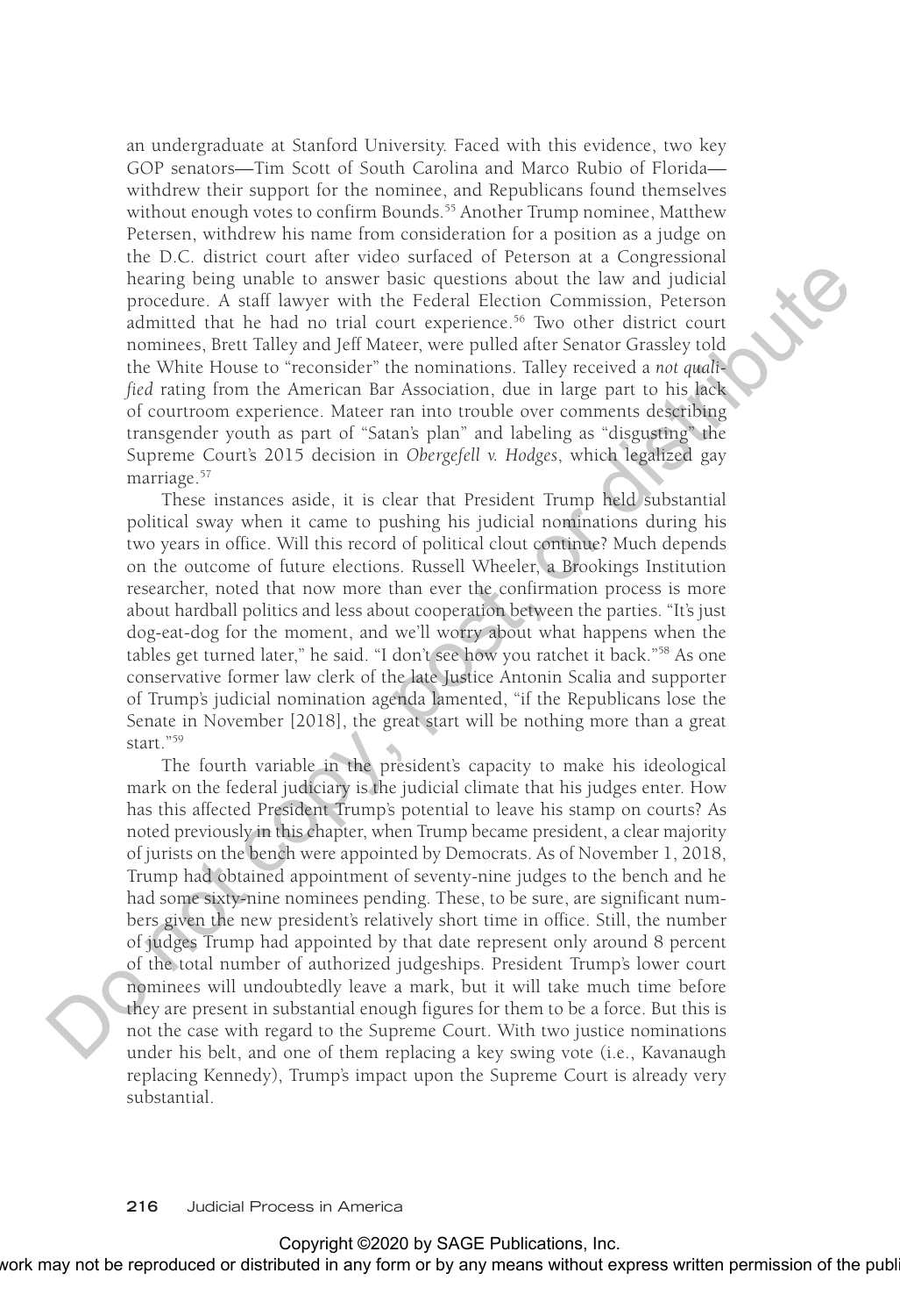an undergraduate at Stanford University. Faced with this evidence, two key GOP senators—Tim Scott of South Carolina and Marco Rubio of Florida—withdrew their support for the nominee, and Republicans found themselves without enough votes to confirm Bounds.[55] Another Trump nominee, Matthew Petersen, withdrew his name from consideration for a position as a judge on the D.C. district court after video surfaced of Peterson at a Congressional hearing being unable to answer basic questions about the law and judicial procedure. A staff lawyer with the Federal Election Commission, Peterson admitted that he had no trial court experience.[56] Two other district court nominees, Brett Talley and Jeff Mateer, were pulled after Senator Grassley told the White House to "reconsider" the nominations. Talley received a *not qualified* rating from the American Bar Association, due in large part to his lack of courtroom experience. Mateer ran into trouble over comments describing transgender youth as part of "Satan's plan" and labeling as "disgusting" the Supreme Court's 2015 decision in *Obergefell v. Hodges*, which legalized gay marriage.[57]

These instances aside, it is clear that President Trump held substantial political sway when it came to pushing his judicial nominations during his two years in office. Will this record of political clout continue? Much depends on the outcome of future elections. Russell Wheeler, a Brookings Institution researcher, noted that now more than ever the confirmation process is more about hardball politics and less about cooperation between the parties. "It's just dog-eat-dog for the moment, and we'll worry about what happens when the tables get turned later," he said. "I don't see how you ratchet it back."[58] As one conservative former law clerk of the late Justice Antonin Scalia and supporter of Trump's judicial nomination agenda lamented, "if the Republicans lose the Senate in November [2018], the great start will be nothing more than a great start."[59]

The fourth variable in the president's capacity to make his ideological mark on the federal judiciary is the judicial climate that his judges enter. How has this affected President Trump's potential to leave his stamp on courts? As noted previously in this chapter, when Trump became president, a clear majority of jurists on the bench were appointed by Democrats. As of November 1, 2018, Trump had obtained appointment of seventy-nine judges to the bench and he had some sixty-nine nominees pending. These, to be sure, are significant numbers given the new president's relatively short time in office. Still, the number of judges Trump had appointed by that date represent only around 8 percent of the total number of authorized judgeships. President Trump's lower court nominees will undoubtedly leave a mark, but it will take much time before they are present in substantial enough figures for them to be a force. But this is not the case with regard to the Supreme Court. With two justice nominations under his belt, and one of them replacing a key swing vote (i.e., Kavanaugh replacing Kennedy), Trump's impact upon the Supreme Court is already very substantial.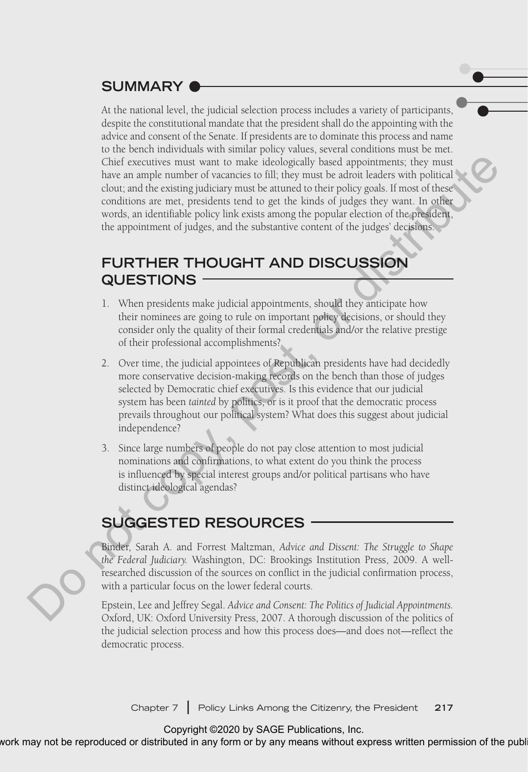## SUMMARY

At the national level, the judicial selection process includes a variety of participants, despite the constitutional mandate that the president shall do the appointing with the advice and consent of the Senate. If presidents are to dominate this process and name to the bench individuals with similar policy values, several conditions must be met. Chief executives must want to make ideologically based appointments; they must have an ample number of vacancies to fill; they must be adroit leaders with political clout; and the existing judiciary must be attuned to their policy goals. If most of these conditions are met, presidents tend to get the kinds of judges they want. In other words, an identifiable policy link exists among the popular election of the president, the appointment of judges, and the substantive content of the judges' decisions.

## FURTHER THOUGHT AND DISCUSSION QUESTIONS

1. When presidents make judicial appointments, should they anticipate how their nominees are going to rule on important policy decisions, or should they consider only the quality of their formal credentials and/or the relative prestige of their professional accomplishments?
2. Over time, the judicial appointees of Republican presidents have had decidedly more conservative decision-making records on the bench than those of judges selected by Democratic chief executives. Is this evidence that our judicial system has been *tainted* by politics, or is it proof that the democratic process prevails throughout our political system? What does this suggest about judicial independence?
3. Since large numbers of people do not pay close attention to most judicial nominations and confirmations, to what extent do you think the process is influenced by special interest groups and/or political partisans who have distinct ideological agendas?

## SUGGESTED RESOURCES

Binder, Sarah A. and Forrest Maltzman, *Advice and Dissent: The Struggle to Shape the Federal Judiciary.* Washington, DC: Brookings Institution Press, 2009. A well-researched discussion of the sources on conflict in the judicial confirmation process, with a particular focus on the lower federal courts.

Epstein, Lee and Jeffrey Segal. *Advice and Consent: The Politics of Judicial Appointments.* Oxford, UK: Oxford University Press, 2007. A thorough discussion of the politics of the judicial selection process and how this process does—and does not—reflect the democratic process.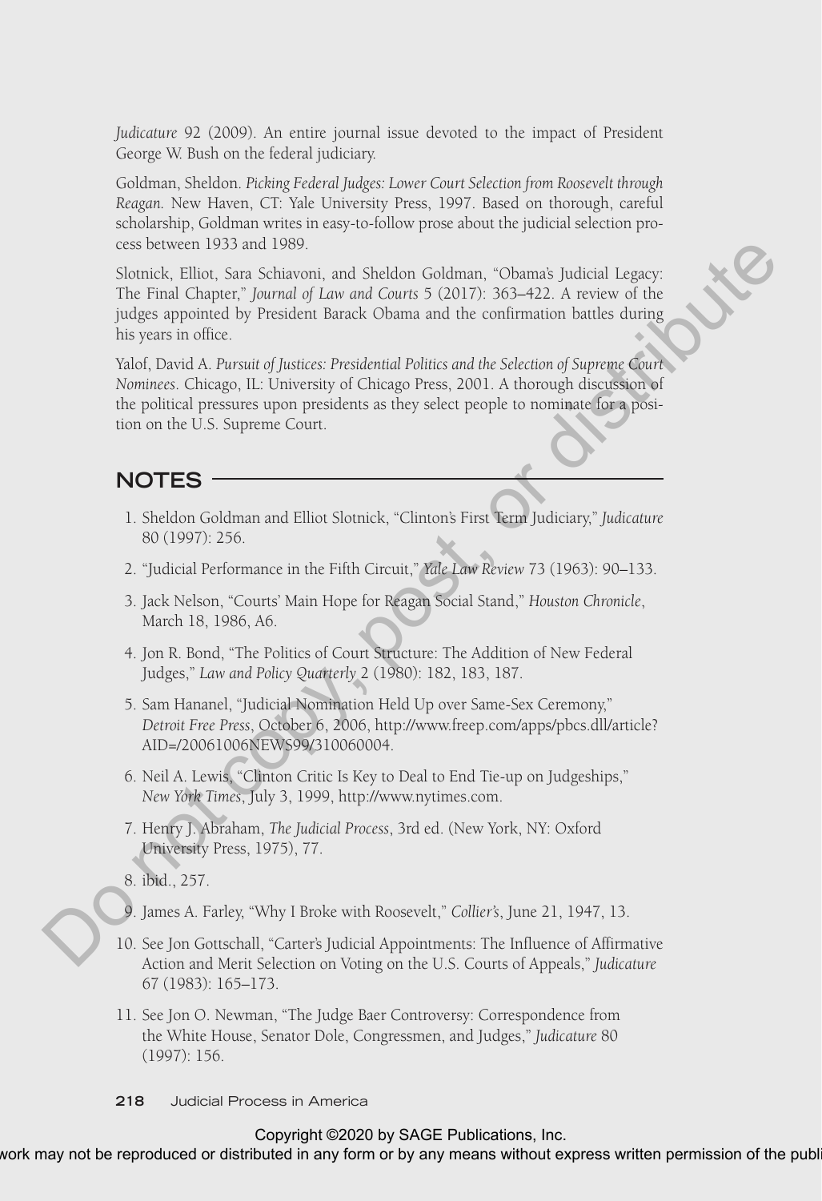*Judicature* 92 (2009). An entire journal issue devoted to the impact of President George W. Bush on the federal judiciary.

Goldman, Sheldon. *Picking Federal Judges: Lower Court Selection from Roosevelt through Reagan.* New Haven, CT: Yale University Press, 1997. Based on thorough, careful scholarship, Goldman writes in easy-to-follow prose about the judicial selection process between 1933 and 1989.

Slotnick, Elliot, Sara Schiavoni, and Sheldon Goldman, "Obama's Judicial Legacy: The Final Chapter," *Journal of Law and Courts* 5 (2017): 363–422. A review of the judges appointed by President Barack Obama and the confirmation battles during his years in office.

Yalof, David A. *Pursuit of Justices: Presidential Politics and the Selection of Supreme Court Nominees*. Chicago, IL: University of Chicago Press, 2001. A thorough discussion of the political pressures upon presidents as they select people to nominate for a position on the U.S. Supreme Court.

## NOTES

1. Sheldon Goldman and Elliot Slotnick, "Clinton's First Term Judiciary," *Judicature* 80 (1997): 256.
2. "Judicial Performance in the Fifth Circuit," *Yale Law Review* 73 (1963): 90–133.
3. Jack Nelson, "Courts' Main Hope for Reagan Social Stand," *Houston Chronicle*, March 18, 1986, A6.
4. Jon R. Bond, "The Politics of Court Structure: The Addition of New Federal Judges," *Law and Policy Quarterly* 2 (1980): 182, 183, 187.
5. Sam Hananel, "Judicial Nomination Held Up over Same-Sex Ceremony," *Detroit Free Press*, October 6, 2006, http://www.freep.com/apps/pbcs.dll/article?AID=/20061006NEWS99/310060004.
6. Neil A. Lewis, "Clinton Critic Is Key to Deal to End Tie-up on Judgeships," *New York Times*, July 3, 1999, http://www.nytimes.com.
7. Henry J. Abraham, *The Judicial Process*, 3rd ed. (New York, NY: Oxford University Press, 1975), 77.
8. ibid., 257.
9. James A. Farley, "Why I Broke with Roosevelt," *Collier's*, June 21, 1947, 13.
10. See Jon Gottschall, "Carter's Judicial Appointments: The Influence of Affirmative Action and Merit Selection on Voting on the U.S. Courts of Appeals," *Judicature* 67 (1983): 165–173.
11. See Jon O. Newman, "The Judge Baer Controversy: Correspondence from the White House, Senator Dole, Congressmen, and Judges," *Judicature* 80 (1997): 156.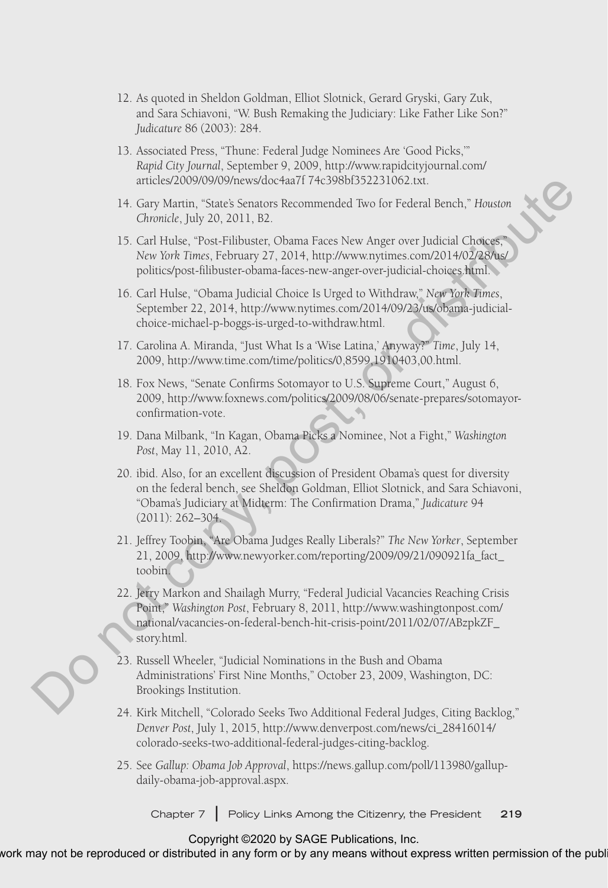12. As quoted in Sheldon Goldman, Elliot Slotnick, Gerard Gryski, Gary Zuk, and Sara Schiavoni, "W. Bush Remaking the Judiciary: Like Father Like Son?" *Judicature* 86 (2003): 284.

13. Associated Press, "Thune: Federal Judge Nominees Are 'Good Picks,'" *Rapid City Journal*, September 9, 2009, http://www.rapidcityjournal.com/articles/2009/09/09/news/doc4aa7f 74c398bf352231062.txt.

14. Gary Martin, "State's Senators Recommended Two for Federal Bench," *Houston Chronicle*, July 20, 2011, B2.

15. Carl Hulse, "Post-Filibuster, Obama Faces New Anger over Judicial Choices," *New York Times*, February 27, 2014, http://www.nytimes.com/2014/02/28/us/politics/post-filibuster-obama-faces-new-anger-over-judicial-choices.html.

16. Carl Hulse, "Obama Judicial Choice Is Urged to Withdraw," *New York Times*, September 22, 2014, http://www.nytimes.com/2014/09/23/us/obama-judicial-choice-michael-p-boggs-is-urged-to-withdraw.html.

17. Carolina A. Miranda, "Just What Is a 'Wise Latina,' Anyway?" *Time*, July 14, 2009, http://www.time.com/time/politics/0,8599,1910403,00.html.

18. Fox News, "Senate Confirms Sotomayor to U.S. Supreme Court," August 6, 2009, http://www.foxnews.com/politics/2009/08/06/senate-prepares/sotomayor-confirmation-vote.

19. Dana Milbank, "In Kagan, Obama Picks a Nominee, Not a Fight," *Washington Post*, May 11, 2010, A2.

20. ibid. Also, for an excellent discussion of President Obama's quest for diversity on the federal bench, see Sheldon Goldman, Elliot Slotnick, and Sara Schiavoni, "Obama's Judiciary at Midterm: The Confirmation Drama," *Judicature* 94 (2011): 262–304.

21. Jeffrey Toobin, "Are Obama Judges Really Liberals?" *The New Yorker*, September 21, 2009, http://www.newyorker.com/reporting/2009/09/21/090921fa_fact_toobin.

22. Jerry Markon and Shailagh Murry, "Federal Judicial Vacancies Reaching Crisis Point," *Washington Post*, February 8, 2011, http://www.washingtonpost.com/national/vacancies-on-federal-bench-hit-crisis-point/2011/02/07/ABzpkZF_story.html.

23. Russell Wheeler, "Judicial Nominations in the Bush and Obama Administrations' First Nine Months," October 23, 2009, Washington, DC: Brookings Institution.

24. Kirk Mitchell, "Colorado Seeks Two Additional Federal Judges, Citing Backlog," *Denver Post*, July 1, 2015, http://www.denverpost.com/news/ci_28416014/colorado-seeks-two-additional-federal-judges-citing-backlog.

25. See *Gallup: Obama Job Approval*, https://news.gallup.com/poll/113980/gallup-daily-obama-job-approval.aspx.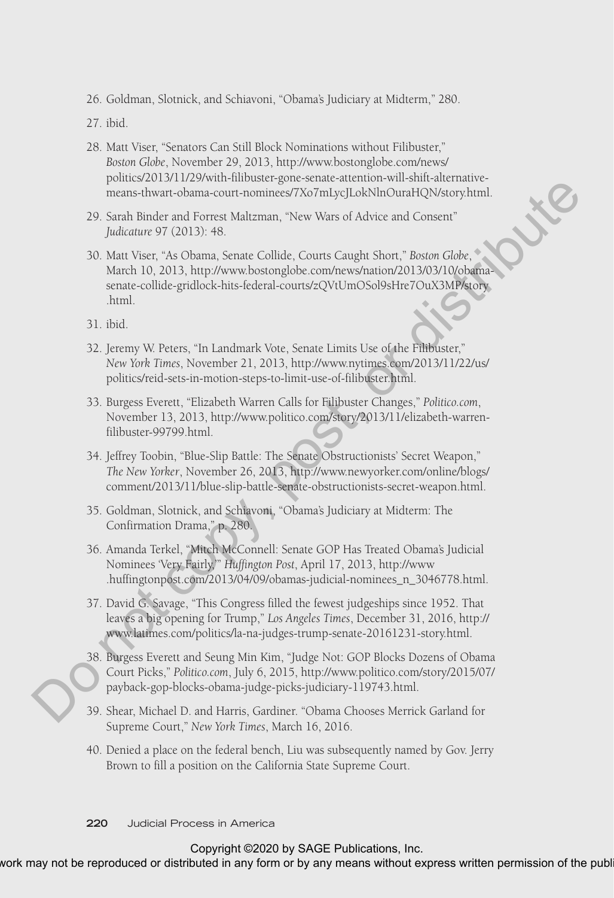26. Goldman, Slotnick, and Schiavoni, "Obama's Judiciary at Midterm," 280.

27. ibid.

28. Matt Viser, "Senators Can Still Block Nominations without Filibuster," *Boston Globe*, November 29, 2013, http://www.bostonglobe.com/news/politics/2013/11/29/with-filibuster-gone-senate-attention-will-shift-alternative-means-thwart-obama-court-nominees/7Xo7mLycJLokNlnOuraHQN/story.html.

29. Sarah Binder and Forrest Maltzman, "New Wars of Advice and Consent" *Judicature* 97 (2013): 48.

30. Matt Viser, "As Obama, Senate Collide, Courts Caught Short," *Boston Globe*, March 10, 2013, http://www.bostonglobe.com/news/nation/2013/03/10/obama-senate-collide-gridlock-hits-federal-courts/zQVtUmOSol9sHre7OuX3MP/story.html.

31. ibid.

32. Jeremy W. Peters, "In Landmark Vote, Senate Limits Use of the Filibuster," *New York Times*, November 21, 2013, http://www.nytimes.com/2013/11/22/us/politics/reid-sets-in-motion-steps-to-limit-use-of-filibuster.html.

33. Burgess Everett, "Elizabeth Warren Calls for Filibuster Changes," *Politico.com*, November 13, 2013, http://www.politico.com/story/2013/11/elizabeth-warren-filibuster-99799.html.

34. Jeffrey Toobin, "Blue-Slip Battle: The Senate Obstructionists' Secret Weapon," *The New Yorker*, November 26, 2013, http://www.newyorker.com/online/blogs/comment/2013/11/blue-slip-battle-senate-obstructionists-secret-weapon.html.

35. Goldman, Slotnick, and Schiavoni, "Obama's Judiciary at Midterm: The Confirmation Drama," p. 280.

36. Amanda Terkel, "Mitch McConnell: Senate GOP Has Treated Obama's Judicial Nominees 'Very Fairly,'" *Huffington Post*, April 17, 2013, http://www.huffingtonpost.com/2013/04/09/obamas-judicial-nominees_n_3046778.html.

37. David G. Savage, "This Congress filled the fewest judgeships since 1952. That leaves a big opening for Trump," *Los Angeles Times*, December 31, 2016, http://www.latimes.com/politics/la-na-judges-trump-senate-20161231-story.html.

38. Burgess Everett and Seung Min Kim, "Judge Not: GOP Blocks Dozens of Obama Court Picks," *Politico.com*, July 6, 2015, http://www.politico.com/story/2015/07/payback-gop-blocks-obama-judge-picks-judiciary-119743.html.

39. Shear, Michael D. and Harris, Gardiner. "Obama Chooses Merrick Garland for Supreme Court," *New York Times*, March 16, 2016.

40. Denied a place on the federal bench, Liu was subsequently named by Gov. Jerry Brown to fill a position on the California State Supreme Court.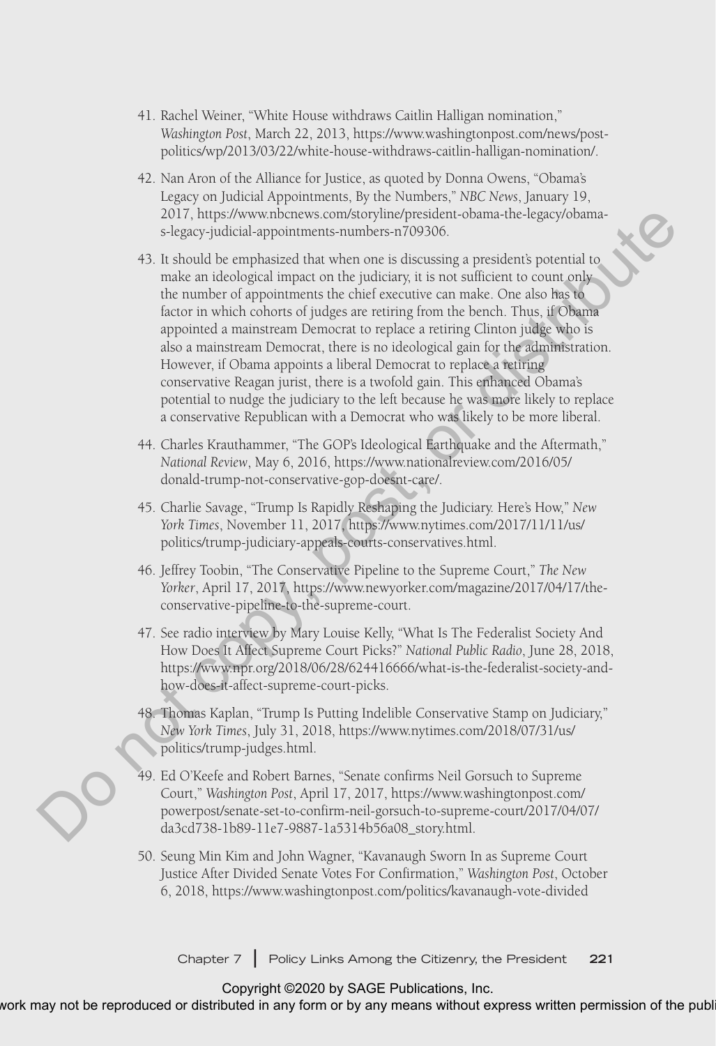41. Rachel Weiner, "White House withdraws Caitlin Halligan nomination," *Washington Post*, March 22, 2013, https://www.washingtonpost.com/news/post-politics/wp/2013/03/22/white-house-withdraws-caitlin-halligan-nomination/.

42. Nan Aron of the Alliance for Justice, as quoted by Donna Owens, "Obama's Legacy on Judicial Appointments, By the Numbers," *NBC News*, January 19, 2017, https://www.nbcnews.com/storyline/president-obama-the-legacy/obama-s-legacy-judicial-appointments-numbers-n709306.

43. It should be emphasized that when one is discussing a president's potential to make an ideological impact on the judiciary, it is not sufficient to count only the number of appointments the chief executive can make. One also has to factor in which cohorts of judges are retiring from the bench. Thus, if Obama appointed a mainstream Democrat to replace a retiring Clinton judge who is also a mainstream Democrat, there is no ideological gain for the administration. However, if Obama appoints a liberal Democrat to replace a retiring conservative Reagan jurist, there is a twofold gain. This enhanced Obama's potential to nudge the judiciary to the left because he was more likely to replace a conservative Republican with a Democrat who was likely to be more liberal.

44. Charles Krauthammer, "The GOP's Ideological Earthquake and the Aftermath," *National Review*, May 6, 2016, https://www.nationalreview.com/2016/05/donald-trump-not-conservative-gop-doesnt-care/.

45. Charlie Savage, "Trump Is Rapidly Reshaping the Judiciary. Here's How," *New York Times*, November 11, 2017, https://www.nytimes.com/2017/11/11/us/politics/trump-judiciary-appeals-courts-conservatives.html.

46. Jeffrey Toobin, "The Conservative Pipeline to the Supreme Court," *The New Yorker*, April 17, 2017, https://www.newyorker.com/magazine/2017/04/17/the-conservative-pipeline-to-the-supreme-court.

47. See radio interview by Mary Louise Kelly, "What Is The Federalist Society And How Does It Affect Supreme Court Picks?" *National Public Radio*, June 28, 2018, https://www.npr.org/2018/06/28/624416666/what-is-the-federalist-society-and-how-does-it-affect-supreme-court-picks.

48. Thomas Kaplan, "Trump Is Putting Indelible Conservative Stamp on Judiciary," *New York Times*, July 31, 2018, https://www.nytimes.com/2018/07/31/us/politics/trump-judges.html.

49. Ed O'Keefe and Robert Barnes, "Senate confirms Neil Gorsuch to Supreme Court," *Washington Post*, April 17, 2017, https://www.washingtonpost.com/powerpost/senate-set-to-confirm-neil-gorsuch-to-supreme-court/2017/04/07/da3cd738-1b89-11e7-9887-1a5314b56a08_story.html.

50. Seung Min Kim and John Wagner, "Kavanaugh Sworn In as Supreme Court Justice After Divided Senate Votes For Confirmation," *Washington Post*, October 6, 2018, https://www.washingtonpost.com/politics/kavanaugh-vote-divided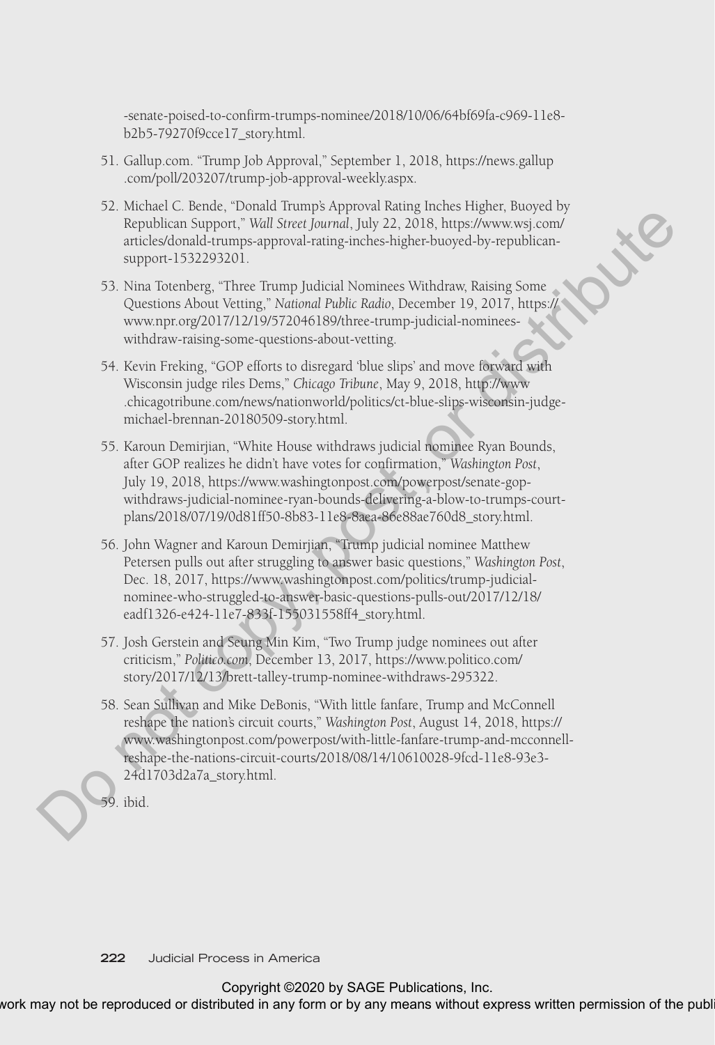-senate-poised-to-confirm-trumps-nominee/2018/10/06/64bf69fa-c969-11e8-b2b5-79270f9cce17_story.html.

51. Gallup.com. "Trump Job Approval," September 1, 2018, https://news.gallup.com/poll/203207/trump-job-approval-weekly.aspx.

52. Michael C. Bende, "Donald Trump's Approval Rating Inches Higher, Buoyed by Republican Support," *Wall Street Journal*, July 22, 2018, https://www.wsj.com/articles/donald-trumps-approval-rating-inches-higher-buoyed-by-republican-support-1532293201.

53. Nina Totenberg, "Three Trump Judicial Nominees Withdraw, Raising Some Questions About Vetting," *National Public Radio*, December 19, 2017, https://www.npr.org/2017/12/19/572046189/three-trump-judicial-nominees-withdraw-raising-some-questions-about-vetting.

54. Kevin Freking, "GOP efforts to disregard 'blue slips' and move forward with Wisconsin judge riles Dems," *Chicago Tribune*, May 9, 2018, http://www.chicagotribune.com/news/nationworld/politics/ct-blue-slips-wisconsin-judge-michael-brennan-20180509-story.html.

55. Karoun Demirjian, "White House withdraws judicial nominee Ryan Bounds, after GOP realizes he didn't have votes for confirmation," *Washington Post*, July 19, 2018, https://www.washingtonpost.com/powerpost/senate-gop-withdraws-judicial-nominee-ryan-bounds-delivering-a-blow-to-trumps-court-plans/2018/07/19/0d81ff50-8b83-11e8-8aea-86e88ae760d8_story.html.

56. John Wagner and Karoun Demirjian, "Trump judicial nominee Matthew Petersen pulls out after struggling to answer basic questions," *Washington Post*, Dec. 18, 2017, https://www.washingtonpost.com/politics/trump-judicial-nominee-who-struggled-to-answer-basic-questions-pulls-out/2017/12/18/eadf1326-e424-11e7-833f-155031558ff4_story.html.

57. Josh Gerstein and Seung Min Kim, "Two Trump judge nominees out after criticism," *Politico.com*, December 13, 2017, https://www.politico.com/story/2017/12/13/brett-talley-trump-nominee-withdraws-295322.

58. Sean Sullivan and Mike DeBonis, "With little fanfare, Trump and McConnell reshape the nation's circuit courts," *Washington Post*, August 14, 2018, https://www.washingtonpost.com/powerpost/with-little-fanfare-trump-and-mcconnell-reshape-the-nations-circuit-courts/2018/08/14/10610028-9fcd-11e8-93e3-24d1703d2a7a_story.html.

59. ibid.